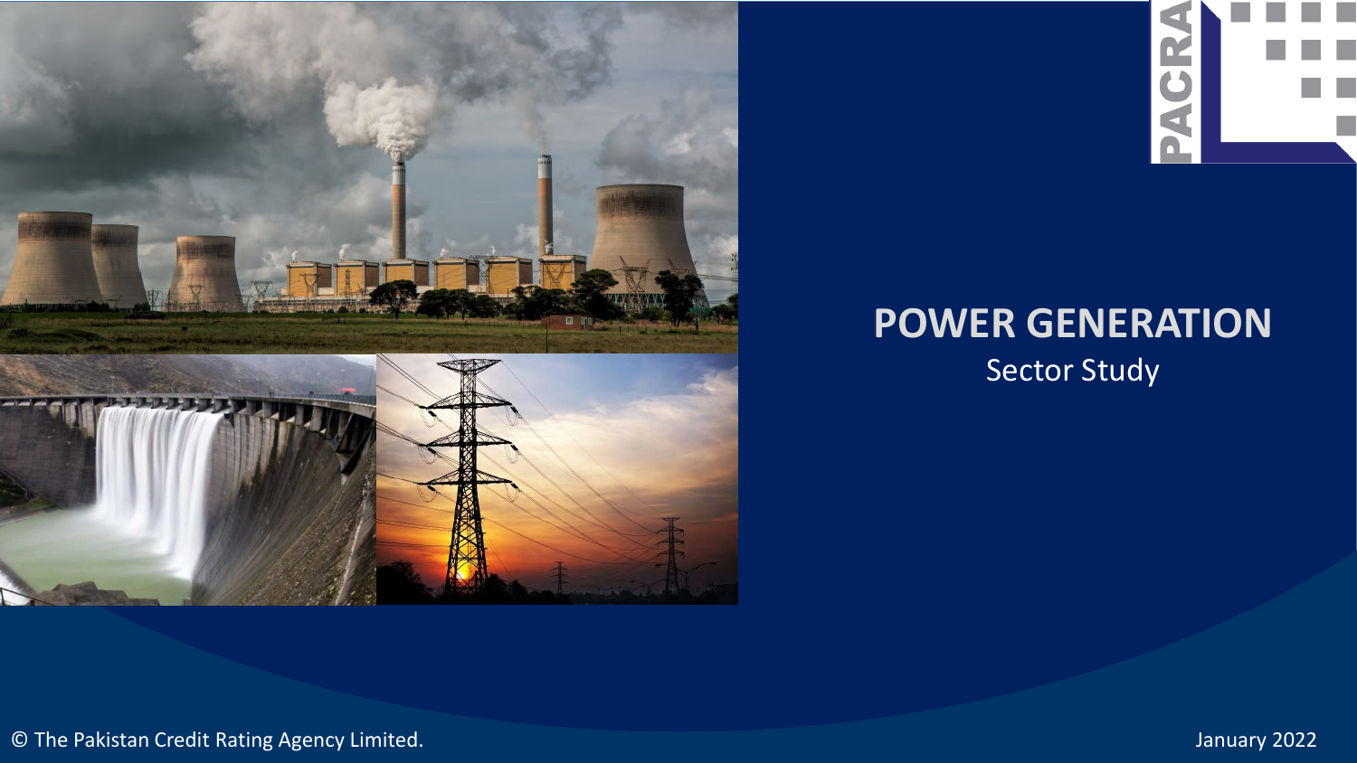# POWER GENERATION

Sector Study

© The Pakistan Credit Rating Agency Limited.

January 2022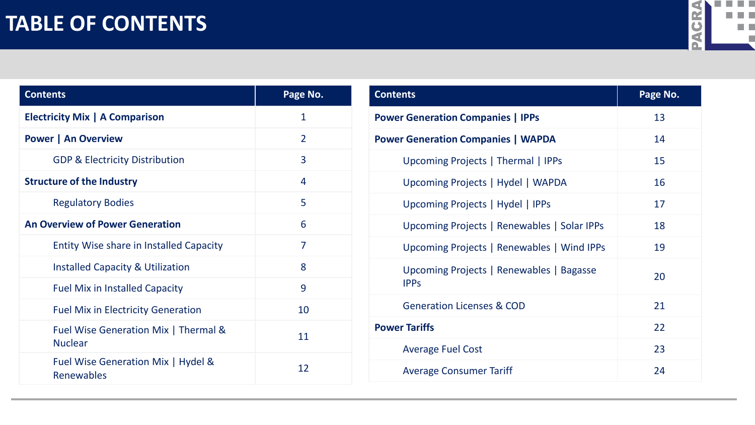# TABLE OF CONTENTS

| Contents | Page No. |
|---|---|
| **Electricity Mix \| A Comparison** | 1 |
| **Power \| An Overview** | 2 |
| GDP & Electricity Distribution | 3 |
| **Structure of the Industry** | 4 |
| Regulatory Bodies | 5 |
| **An Overview of Power Generation** | 6 |
| Entity Wise share in Installed Capacity | 7 |
| Installed Capacity & Utilization | 8 |
| Fuel Mix in Installed Capacity | 9 |
| Fuel Mix in Electricity Generation | 10 |
| Fuel Wise Generation Mix \| Thermal & Nuclear | 11 |
| Fuel Wise Generation Mix \| Hydel & Renewables | 12 |

| Contents | Page No. |
|---|---|
| **Power Generation Companies \| IPPs** | 13 |
| **Power Generation Companies \| WAPDA** | 14 |
| Upcoming Projects \| Thermal \| IPPs | 15 |
| Upcoming Projects \| Hydel \| WAPDA | 16 |
| Upcoming Projects \| Hydel \| IPPs | 17 |
| Upcoming Projects \| Renewables \| Solar IPPs | 18 |
| Upcoming Projects \| Renewables \| Wind IPPs | 19 |
| Upcoming Projects \| Renewables \| Bagasse IPPs | 20 |
| Generation Licenses & COD | 21 |
| **Power Tariffs** | 22 |
| Average Fuel Cost | 23 |
| Average Consumer Tariff | 24 |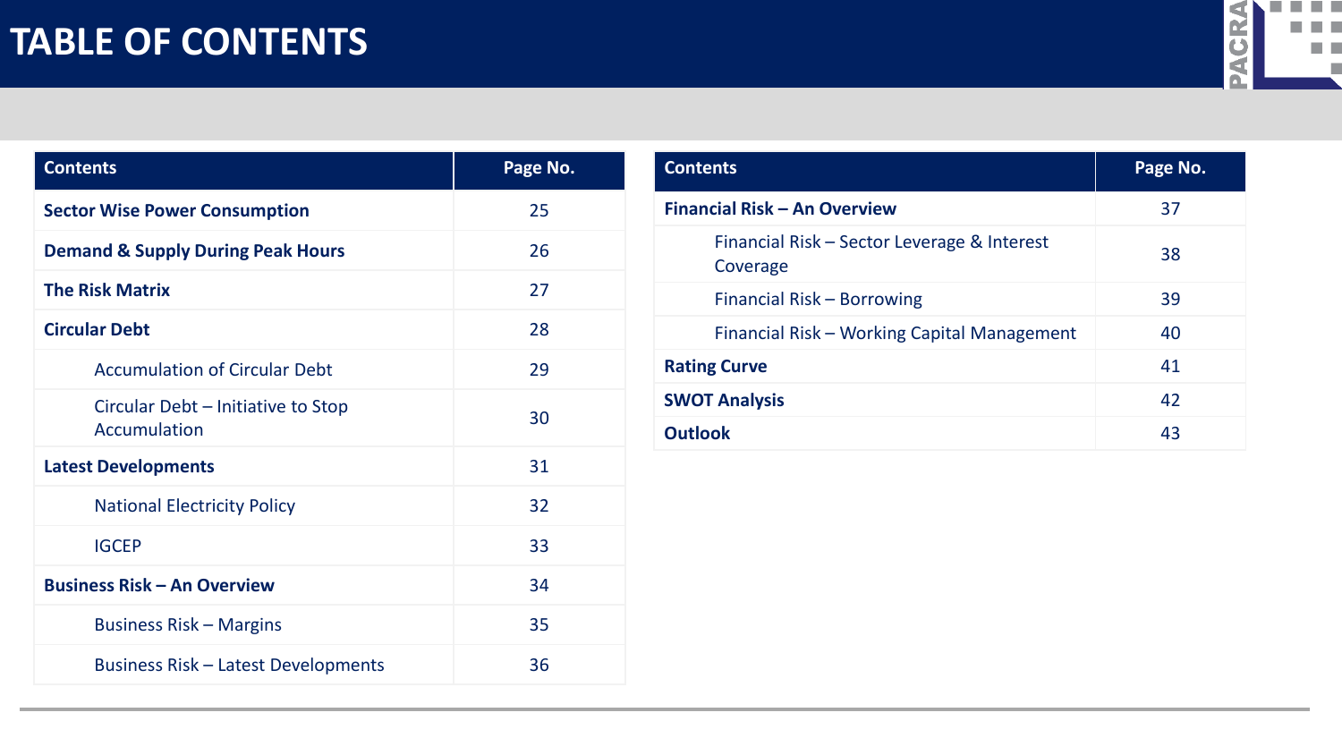# TABLE OF CONTENTS

| Contents | Page No. |
|---|---|
| **Sector Wise Power Consumption** | 25 |
| **Demand & Supply During Peak Hours** | 26 |
| **The Risk Matrix** | 27 |
| **Circular Debt** | 28 |
| Accumulation of Circular Debt | 29 |
| Circular Debt – Initiative to Stop Accumulation | 30 |
| **Latest Developments** | 31 |
| National Electricity Policy | 32 |
| IGCEP | 33 |
| **Business Risk – An Overview** | 34 |
| Business Risk – Margins | 35 |
| Business Risk – Latest Developments | 36 |
| **Financial Risk – An Overview** | 37 |
| Financial Risk – Sector Leverage & Interest Coverage | 38 |
| Financial Risk – Borrowing | 39 |
| Financial Risk – Working Capital Management | 40 |
| **Rating Curve** | 41 |
| **SWOT Analysis** | 42 |
| **Outlook** | 43 |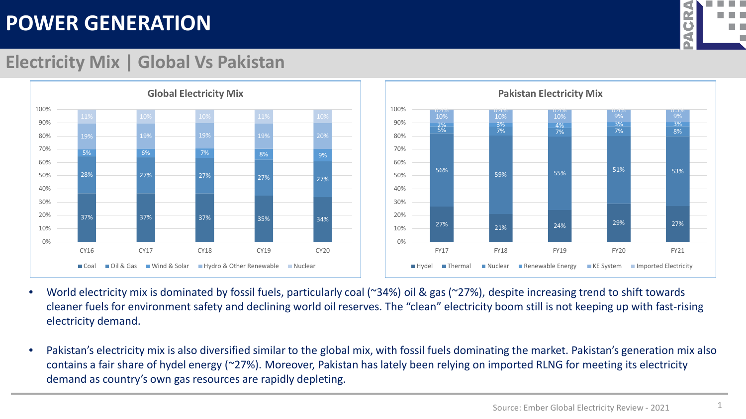# POWER GENERATION

## Electricity Mix | Global Vs Pakistan

**Global Electricity Mix**

| | CY16 | CY17 | CY18 | CY19 | CY20 |
|---|---|---|---|---|---|
| Coal | 37% | 37% | 37% | 35% | 34% |
| Oil & Gas | 28% | 27% | 27% | 27% | 27% |
| Wind & Solar | 5% | 6% | 7% | 8% | 9% |
| Hydro & Other Renewable | 19% | 19% | 19% | 19% | 20% |
| Nuclear | 11% | 10% | 10% | 11% | 10% |

**Pakistan Electricity Mix**

| | FY17 | FY18 | FY19 | FY20 | FY21 |
|---|---|---|---|---|---|
| Hydel | 27% | 21% | 24% | 29% | 27% |
| Thermal | 56% | 59% | 55% | 51% | 53% |
| Nuclear | 5% | 7% | 7% | 7% | 8% |
| Renewable Energy | 2% | 3% | 4% | 3% | 3% |
| KE System | 10% | 10% | 10% | 9% | 9% |
| Imported Electricity | 0.4% | 0.4% | 0.4% | 0.4% | 0.3% |

- World electricity mix is dominated by fossil fuels, particularly coal (~34%) oil & gas (~27%), despite increasing trend to shift towards cleaner fuels for environment safety and declining world oil reserves. The "clean" electricity boom still is not keeping up with fast-rising electricity demand.

- Pakistan's electricity mix is also diversified similar to the global mix, with fossil fuels dominating the market. Pakistan's generation mix also contains a fair share of hydel energy (~27%). Moreover, Pakistan has lately been relying on imported RLNG for meeting its electricity demand as country's own gas resources are rapidly depleting.

Source: Ember Global Electricity Review - 2021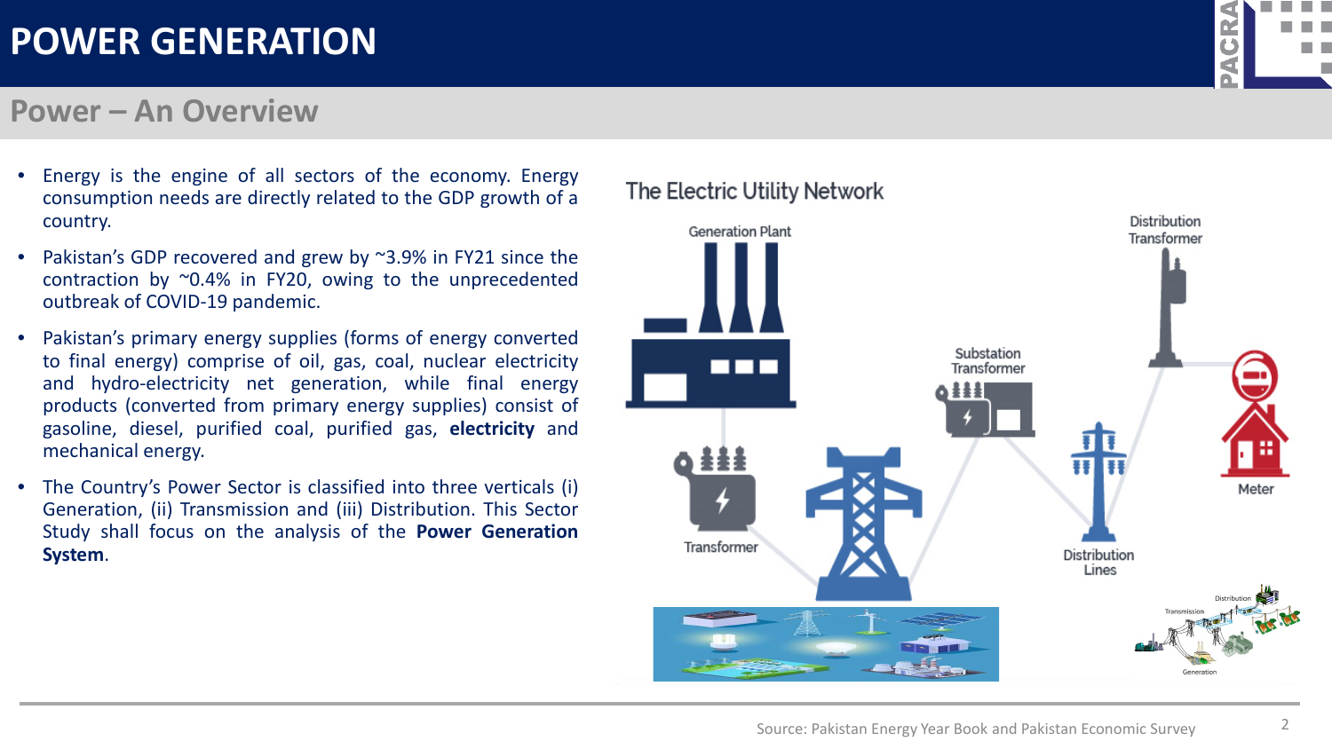# POWER GENERATION

## Power – An Overview

- Energy is the engine of all sectors of the economy. Energy consumption needs are directly related to the GDP growth of a country.
- Pakistan's GDP recovered and grew by ~3.9% in FY21 since the contraction by ~0.4% in FY20, owing to the unprecedented outbreak of COVID-19 pandemic.
- Pakistan's primary energy supplies (forms of energy converted to final energy) comprise of oil, gas, coal, nuclear electricity and hydro-electricity net generation, while final energy products (converted from primary energy supplies) consist of gasoline, diesel, purified coal, purified gas, **electricity** and mechanical energy.
- The Country's Power Sector is classified into three verticals (i) Generation, (ii) Transmission and (iii) Distribution. This Sector Study shall focus on the analysis of the **Power Generation System**.

### The Electric Utility Network

Generation Plant, Transformer, Substation Transformer, Distribution Lines, Distribution Transformer, Meter

Source: Pakistan Energy Year Book and Pakistan Economic Survey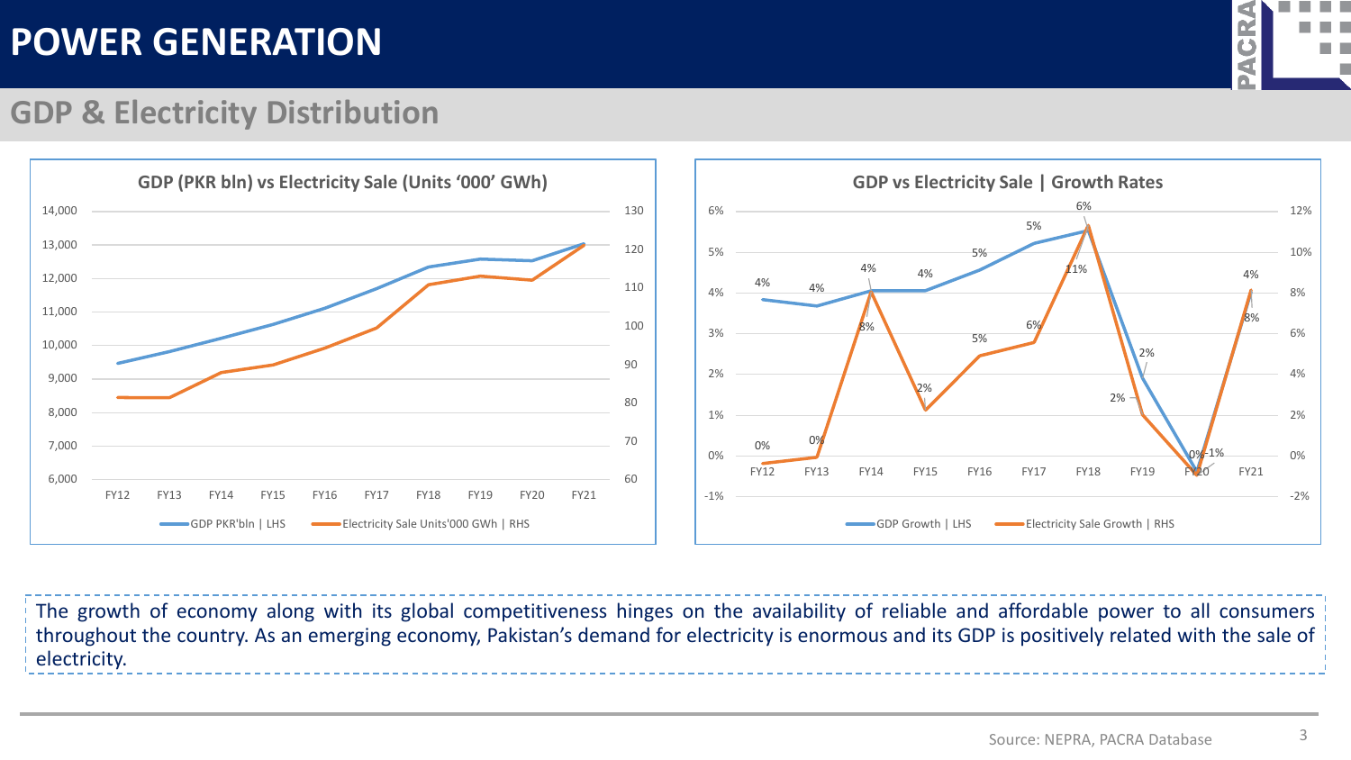# POWER GENERATION

## GDP & Electricity Distribution

**GDP (PKR bln) vs Electricity Sale (Units '000' GWh)**

**GDP vs Electricity Sale | Growth Rates**

The growth of economy along with its global competitiveness hinges on the availability of reliable and affordable power to all consumers throughout the country. As an emerging economy, Pakistan's demand for electricity is enormous and its GDP is positively related with the sale of electricity.

Source: NEPRA, PACRA Database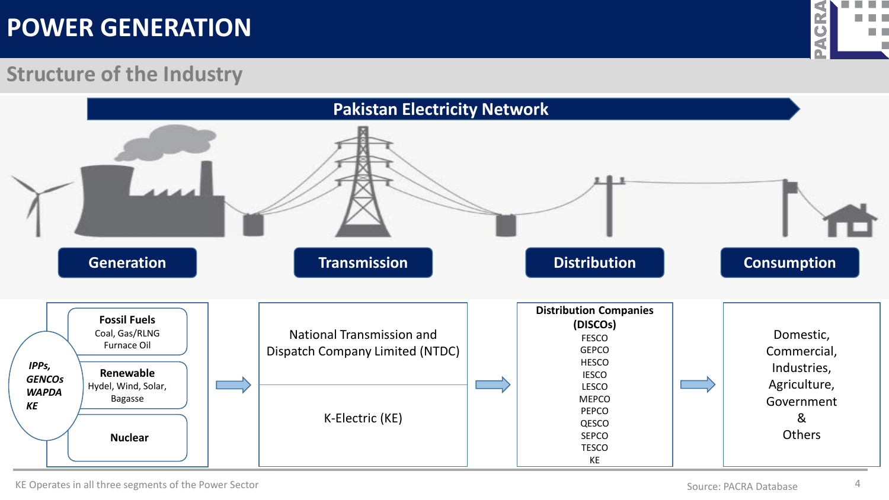# POWER GENERATION

## Structure of the Industry

**Pakistan Electricity Network**

**Generation** → **Transmission** → **Distribution** → **Consumption**

| Generation | Transmission | Distribution | Consumption |
|---|---|---|---|
| *IPPs, GENCOs, WAPDA, KE*<br>**Fossil Fuels**: Coal, Gas/RLNG, Furnace Oil<br>**Renewable**: Hydel, Wind, Solar, Bagasse<br>**Nuclear** | National Transmission and Dispatch Company Limited (NTDC)<br>K-Electric (KE) | **Distribution Companies (DISCOs)**<br>FESCO<br>GEPCO<br>HESCO<br>IESCO<br>LESCO<br>MEPCO<br>PEPCO<br>QESCO<br>SEPCO<br>TESCO<br>KE | Domestic, Commercial, Industries, Agriculture, Government & Others |

KE Operates in all three segments of the Power Sector

Source: PACRA Database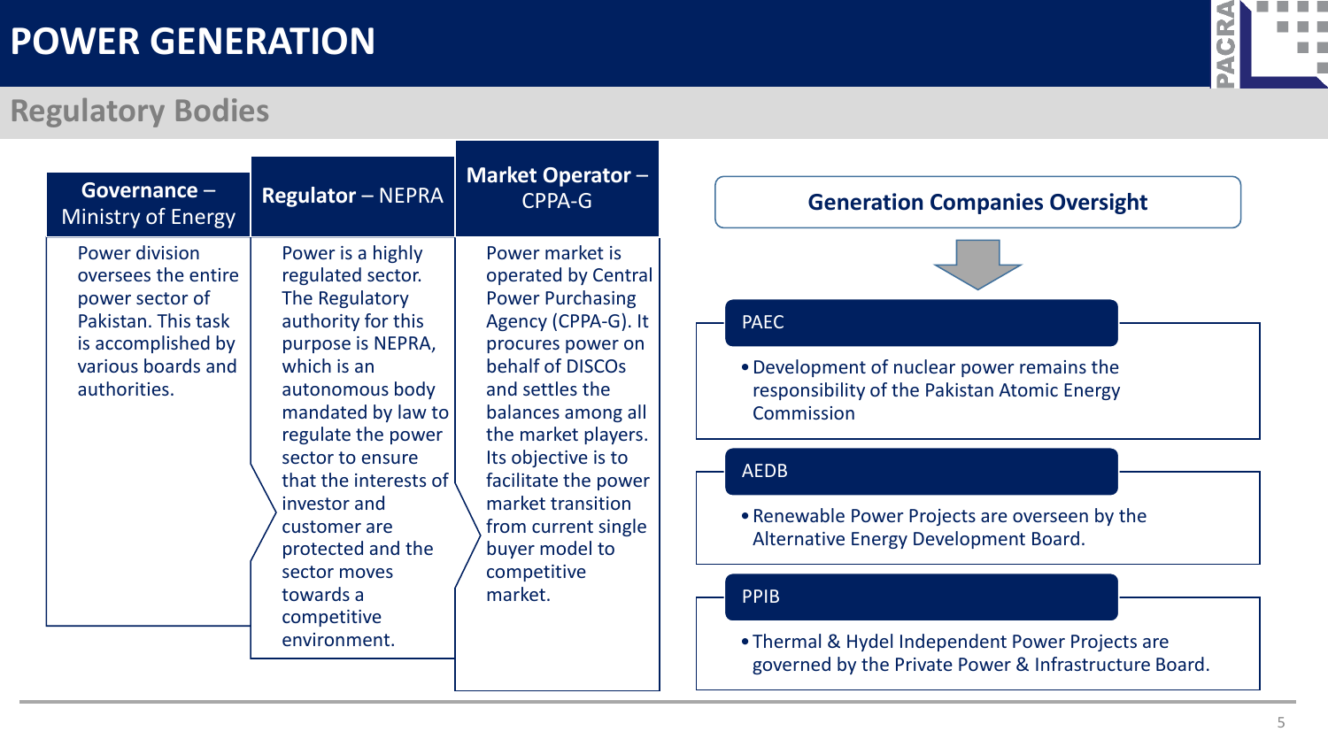# POWER GENERATION

## Regulatory Bodies

### **Governance** – Ministry of Energy

Power division oversees the entire power sector of Pakistan. This task is accomplished by various boards and authorities.

### **Regulator** – NEPRA

Power is a highly regulated sector. The Regulatory authority for this purpose is NEPRA, which is an autonomous body mandated by law to regulate the power sector to ensure that the interests of investor and customer are protected and the sector moves towards a competitive environment.

### **Market Operator** – CPPA-G

Power market is operated by Central Power Purchasing Agency (CPPA-G). It procures power on behalf of DISCOs and settles the balances among all the market players. Its objective is to facilitate the power market transition from current single buyer model to competitive market.

### Generation Companies Oversight

**PAEC**

- Development of nuclear power remains the responsibility of the Pakistan Atomic Energy Commission

**AEDB**

- Renewable Power Projects are overseen by the Alternative Energy Development Board.

**PPIB**

- Thermal & Hydel Independent Power Projects are governed by the Private Power & Infrastructure Board.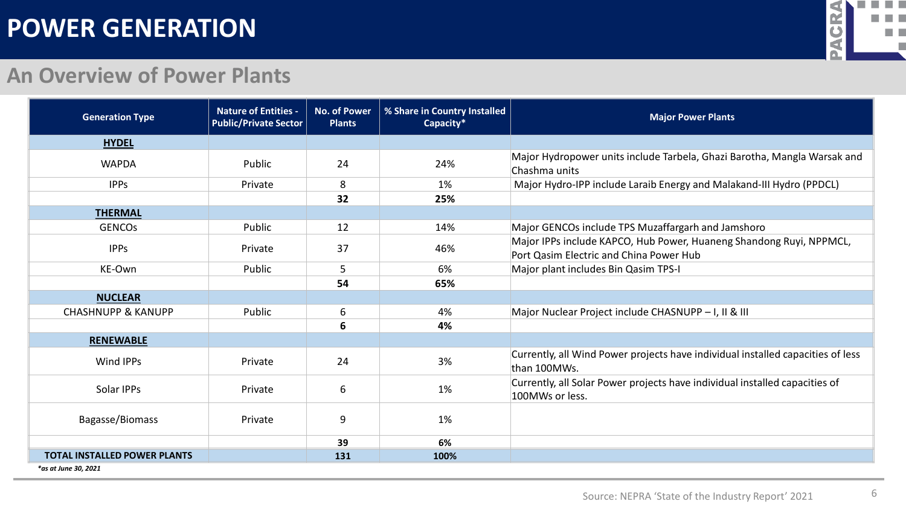# POWER GENERATION

## An Overview of Power Plants

| Generation Type | Nature of Entities - Public/Private Sector | No. of Power Plants | % Share in Country Installed Capacity* | Major Power Plants |
|---|---|---|---|---|
| **HYDEL** | | | | |
| WAPDA | Public | 24 | 24% | Major Hydropower units include Tarbela, Ghazi Barotha, Mangla Warsak and Chashma units |
| IPPs | Private | 8 | 1% | Major Hydro-IPP include Laraib Energy and Malakand-III Hydro (PPDCL) |
| | | **32** | **25%** | |
| **THERMAL** | | | | |
| GENCOs | Public | 12 | 14% | Major GENCOs include TPS Muzaffargarh and Jamshoro |
| IPPs | Private | 37 | 46% | Major IPPs include KAPCO, Hub Power, Huaneng Shandong Ruyi, NPPMCL, Port Qasim Electric and China Power Hub |
| KE-Own | Public | 5 | 6% | Major plant includes Bin Qasim TPS-I |
| | | **54** | **65%** | |
| **NUCLEAR** | | | | |
| CHASHNUPP & KANUPP | Public | 6 | 4% | Major Nuclear Project include CHASNUPP – I, II & III |
| | | **6** | **4%** | |
| **RENEWABLE** | | | | |
| Wind IPPs | Private | 24 | 3% | Currently, all Wind Power projects have individual installed capacities of less than 100MWs. |
| Solar IPPs | Private | 6 | 1% | Currently, all Solar Power projects have individual installed capacities of 100MWs or less. |
| Bagasse/Biomass | Private | 9 | 1% | |
| | | **39** | **6%** | |
| **TOTAL INSTALLED POWER PLANTS** | | **131** | **100%** | |

****as at June 30, 2021***

Source: NEPRA 'State of the Industry Report' 2021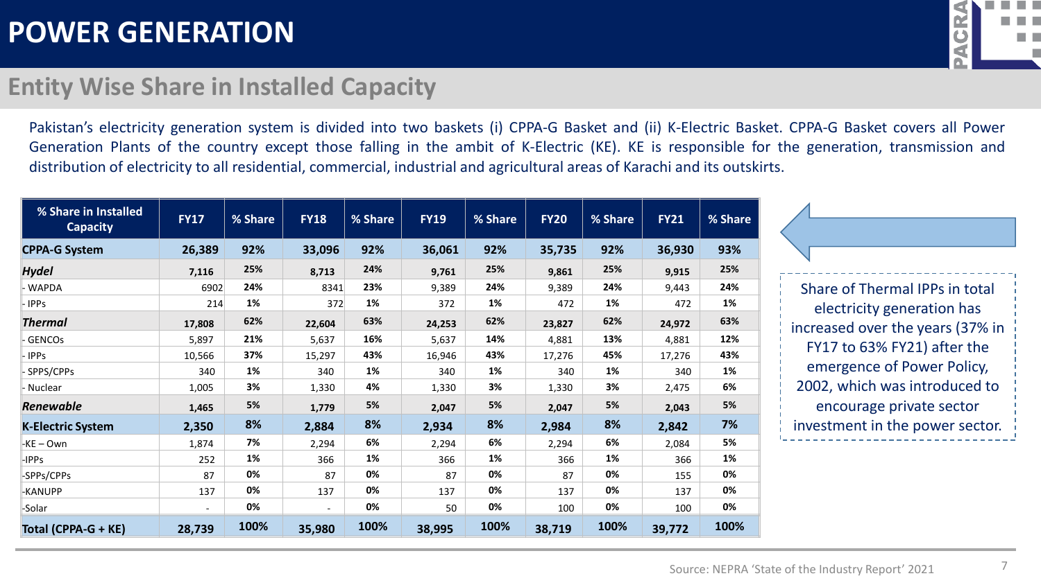# POWER GENERATION

## Entity Wise Share in Installed Capacity

Pakistan's electricity generation system is divided into two baskets (i) CPPA-G Basket and (ii) K-Electric Basket. CPPA-G Basket covers all Power Generation Plants of the country except those falling in the ambit of K-Electric (KE). KE is responsible for the generation, transmission and distribution of electricity to all residential, commercial, industrial and agricultural areas of Karachi and its outskirts.

| % Share in Installed Capacity | FY17 | % Share | FY18 | % Share | FY19 | % Share | FY20 | % Share | FY21 | % Share |
|---|---|---|---|---|---|---|---|---|---|---|
| **CPPA-G System** | **26,389** | **92%** | **33,096** | **92%** | **36,061** | **92%** | **35,735** | **92%** | **36,930** | **93%** |
| ***Hydel*** | **7,116** | **25%** | **8,713** | **24%** | **9,761** | **25%** | **9,861** | **25%** | **9,915** | **25%** |
| - WAPDA | 6902 | 24% | 8341 | 23% | 9,389 | 24% | 9,389 | 24% | 9,443 | 24% |
| - IPPs | 214 | 1% | 372 | 1% | 372 | 1% | 472 | 1% | 472 | 1% |
| ***Thermal*** | **17,808** | **62%** | **22,604** | **63%** | **24,253** | **62%** | **23,827** | **62%** | **24,972** | **63%** |
| - GENCOs | 5,897 | 21% | 5,637 | 16% | 5,637 | 14% | 4,881 | 13% | 4,881 | 12% |
| - IPPs | 10,566 | 37% | 15,297 | 43% | 16,946 | 43% | 17,276 | 45% | 17,276 | 43% |
| - SPPS/CPPs | 340 | 1% | 340 | 1% | 340 | 1% | 340 | 1% | 340 | 1% |
| - Nuclear | 1,005 | 3% | 1,330 | 4% | 1,330 | 3% | 1,330 | 3% | 2,475 | 6% |
| ***Renewable*** | **1,465** | **5%** | **1,779** | **5%** | **2,047** | **5%** | **2,047** | **5%** | **2,043** | **5%** |
| **K-Electric System** | **2,350** | **8%** | **2,884** | **8%** | **2,934** | **8%** | **2,984** | **8%** | **2,842** | **7%** |
| -KE – Own | 1,874 | 7% | 2,294 | 6% | 2,294 | 6% | 2,294 | 6% | 2,084 | 5% |
| -IPPs | 252 | 1% | 366 | 1% | 366 | 1% | 366 | 1% | 366 | 1% |
| -SPPs/CPPs | 87 | 0% | 87 | 0% | 87 | 0% | 87 | 0% | 155 | 0% |
| -KANUPP | 137 | 0% | 137 | 0% | 137 | 0% | 137 | 0% | 137 | 0% |
| -Solar | - | 0% | - | 0% | 50 | 0% | 100 | 0% | 100 | 0% |
| **Total (CPPA-G + KE)** | **28,739** | **100%** | **35,980** | **100%** | **38,995** | **100%** | **38,719** | **100%** | **39,772** | **100%** |

Share of Thermal IPPs in total electricity generation has increased over the years (37% in FY17 to 63% FY21) after the emergence of Power Policy, 2002, which was introduced to encourage private sector investment in the power sector.

Source: NEPRA 'State of the Industry Report' 2021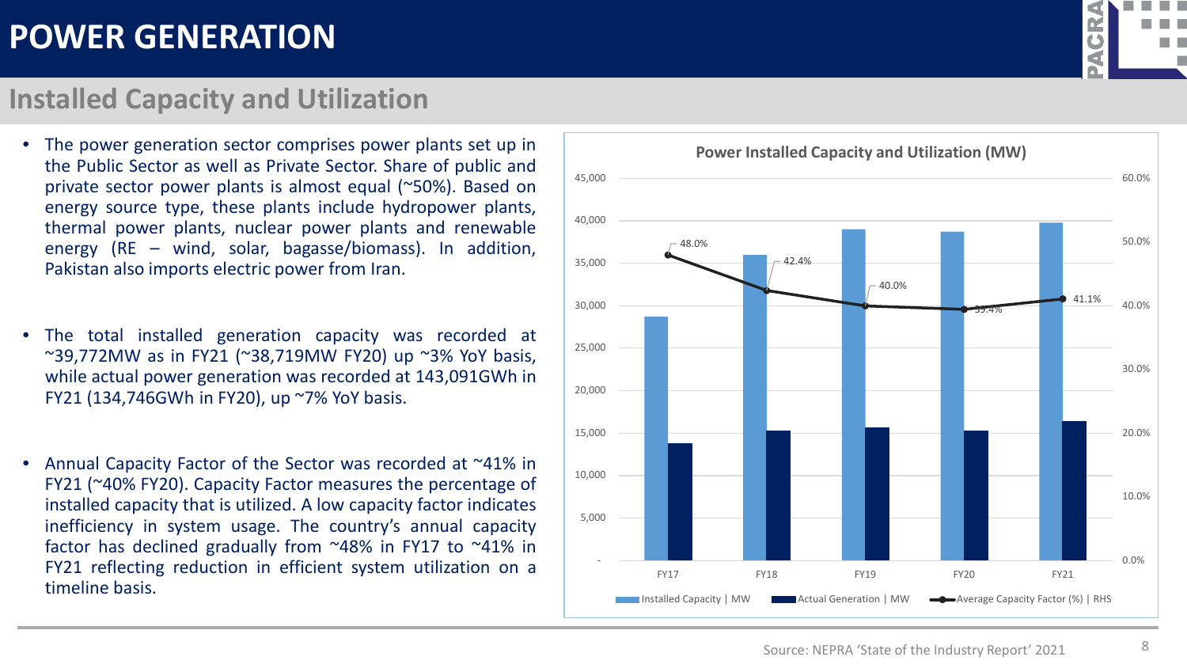# POWER GENERATION

## Installed Capacity and Utilization

- The power generation sector comprises power plants set up in the Public Sector as well as Private Sector. Share of public and private sector power plants is almost equal (~50%). Based on energy source type, these plants include hydropower plants, thermal power plants, nuclear power plants and renewable energy (RE – wind, solar, bagasse/biomass). In addition, Pakistan also imports electric power from Iran.
- The total installed generation capacity was recorded at ~39,772MW as in FY21 (~38,719MW FY20) up ~3% YoY basis, while actual power generation was recorded at 143,091GWh in FY21 (134,746GWh in FY20), up ~7% YoY basis.
- Annual Capacity Factor of the Sector was recorded at ~41% in FY21 (~40% FY20). Capacity Factor measures the percentage of installed capacity that is utilized. A low capacity factor indicates inefficiency in system usage. The country's annual capacity factor has declined gradually from ~48% in FY17 to ~41% in FY21 reflecting reduction in efficient system utilization on a timeline basis.

**Power Installed Capacity and Utilization (MW)**

| | FY17 | FY18 | FY19 | FY20 | FY21 |
|---|---|---|---|---|---|
| Average Capacity Factor (%) \| RHS | 48.0% | 42.4% | 40.0% | 39.4% | 41.1% |

Legend: Installed Capacity | MW; Actual Generation | MW; Average Capacity Factor (%) | RHS

Source: NEPRA 'State of the Industry Report' 2021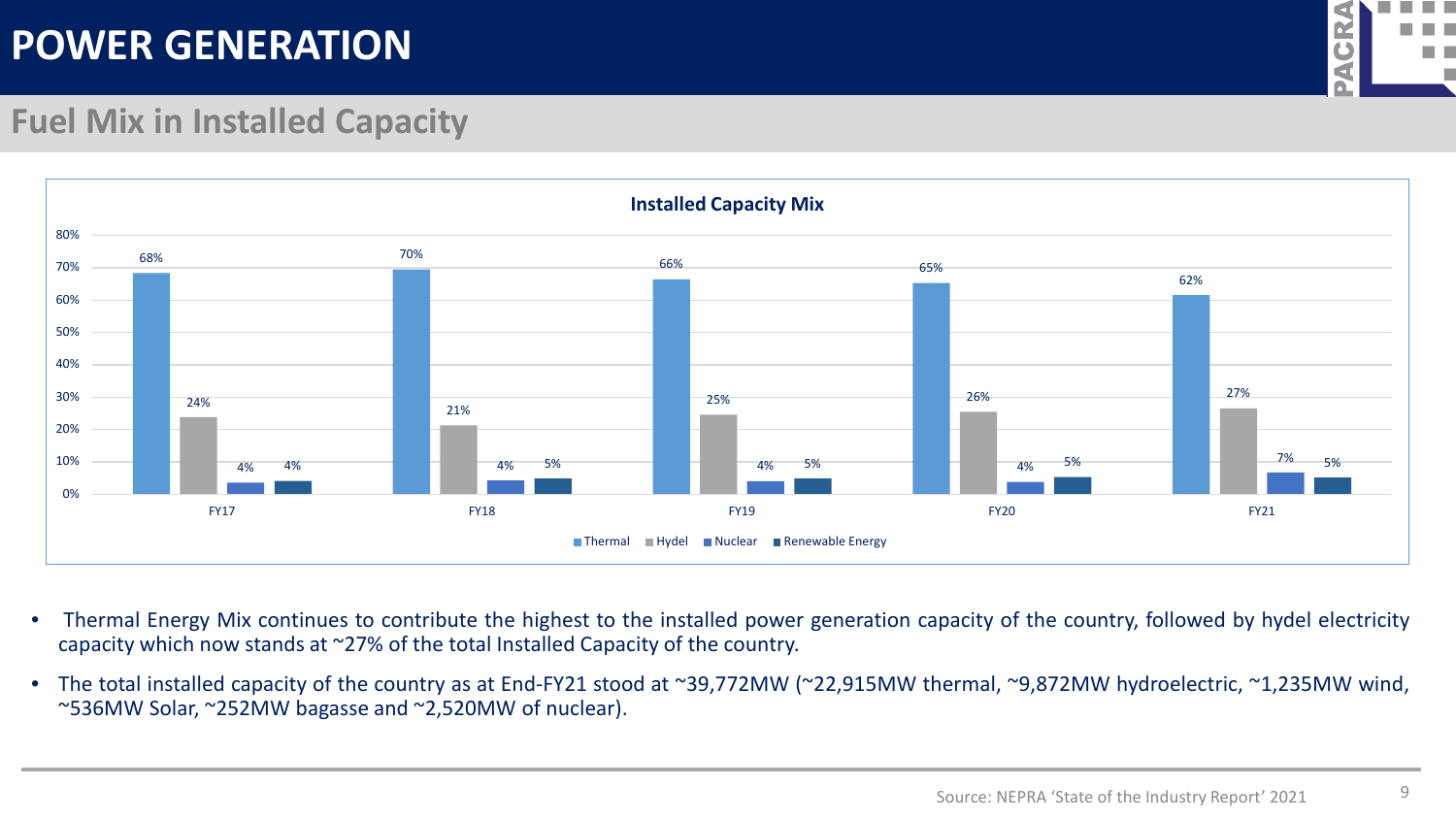# POWER GENERATION

## Fuel Mix in Installed Capacity

**Installed Capacity Mix**

| | Thermal | Hydel | Nuclear | Renewable Energy |
|---|---|---|---|---|
| FY17 | 68% | 24% | 4% | 4% |
| FY18 | 70% | 21% | 4% | 5% |
| FY19 | 66% | 25% | 4% | 5% |
| FY20 | 65% | 26% | 4% | 5% |
| FY21 | 62% | 27% | 7% | 5% |

- Thermal Energy Mix continues to contribute the highest to the installed power generation capacity of the country, followed by hydel electricity capacity which now stands at ~27% of the total Installed Capacity of the country.
- The total installed capacity of the country as at End-FY21 stood at ~39,772MW (~22,915MW thermal, ~9,872MW hydroelectric, ~1,235MW wind, ~536MW Solar, ~252MW bagasse and ~2,520MW of nuclear).

Source: NEPRA 'State of the Industry Report' 2021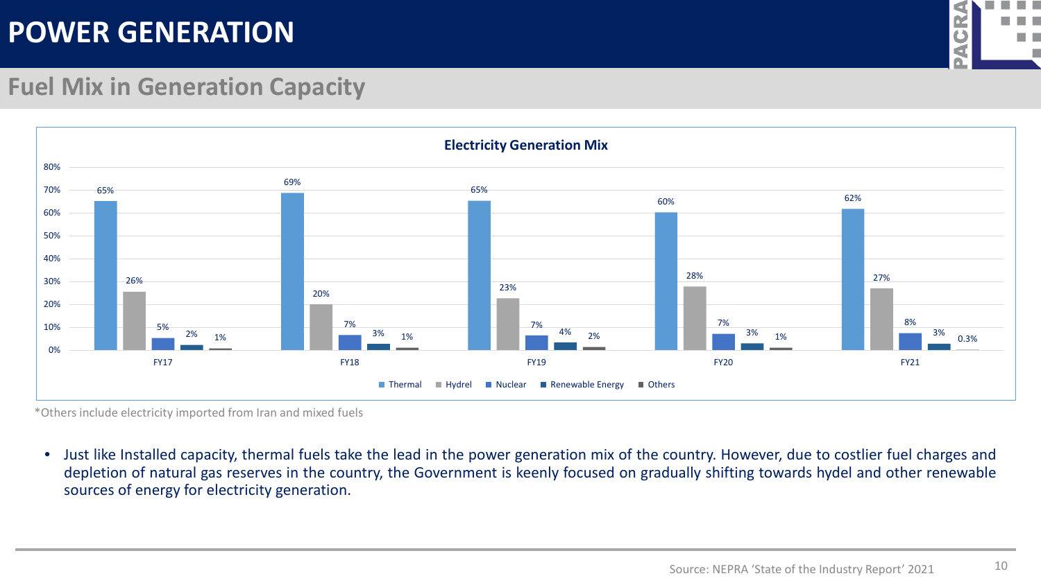# POWER GENERATION

## Fuel Mix in Generation Capacity

**Electricity Generation Mix**

| | Thermal | Hydel | Nuclear | Renewable Energy | Others |
|---|---|---|---|---|---|
| FY17 | 65% | 26% | 5% | 2% | 1% |
| FY18 | 69% | 20% | 7% | 3% | 1% |
| FY19 | 65% | 23% | 7% | 4% | 2% |
| FY20 | 60% | 28% | 7% | 3% | 1% |
| FY21 | 62% | 27% | 8% | 3% | 0.3% |

*Others include electricity imported from Iran and mixed fuels

- Just like Installed capacity, thermal fuels take the lead in the power generation mix of the country. However, due to costlier fuel charges and depletion of natural gas reserves in the country, the Government is keenly focused on gradually shifting towards hydel and other renewable sources of energy for electricity generation.

Source: NEPRA 'State of the Industry Report' 2021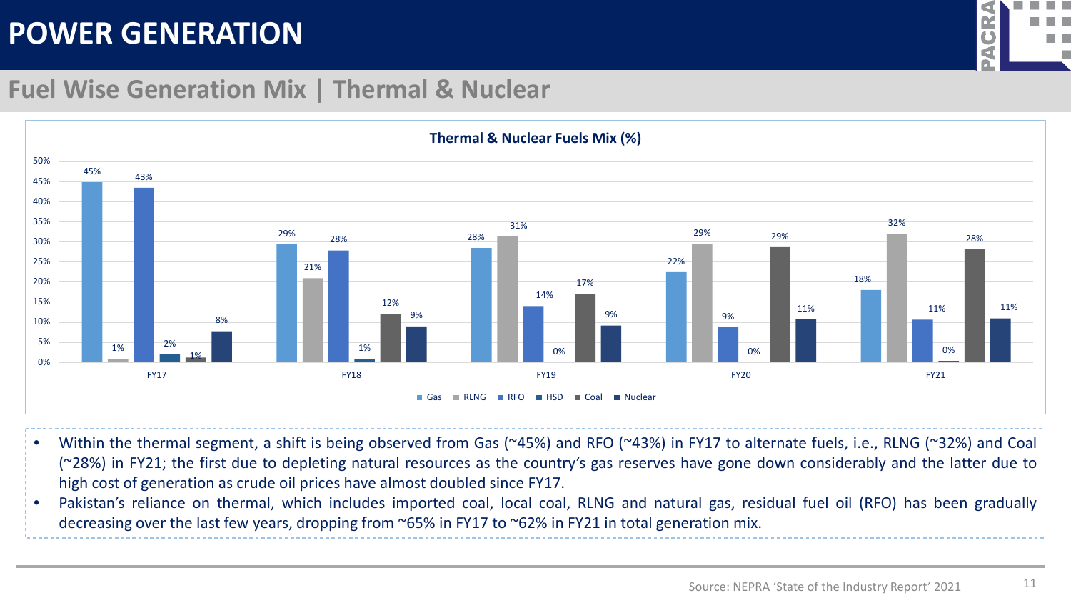# POWER GENERATION

## Fuel Wise Generation Mix | Thermal & Nuclear

**Thermal & Nuclear Fuels Mix (%)**

| | Gas | RLNG | RFO | HSD | Coal | Nuclear |
|---|---|---|---|---|---|---|
| FY17 | 45% | 1% | 43% | 2% | 1% | 8% |
| FY18 | 29% | 21% | 28% | 1% | 12% | 9% |
| FY19 | 28% | 31% | 14% | 0% | 17% | 9% |
| FY20 | 22% | 29% | 9% | 0% | 29% | 11% |
| FY21 | 18% | 32% | 11% | 0% | 28% | 11% |

- Within the thermal segment, a shift is being observed from Gas (~45%) and RFO (~43%) in FY17 to alternate fuels, i.e., RLNG (~32%) and Coal (~28%) in FY21; the first due to depleting natural resources as the country's gas reserves have gone down considerably and the latter due to high cost of generation as crude oil prices have almost doubled since FY17.
- Pakistan's reliance on thermal, which includes imported coal, local coal, RLNG and natural gas, residual fuel oil (RFO) has been gradually decreasing over the last few years, dropping from ~65% in FY17 to ~62% in FY21 in total generation mix.

Source: NEPRA 'State of the Industry Report' 2021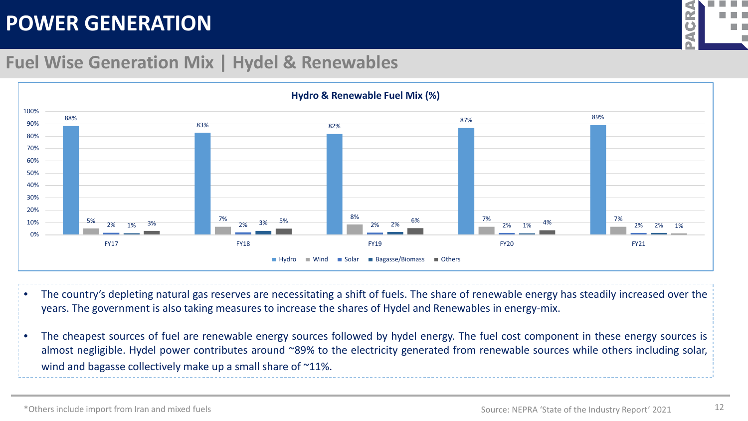# POWER GENERATION

## Fuel Wise Generation Mix | Hydel & Renewables

**Hydro & Renewable Fuel Mix (%)**

| | Hydro | Wind | Solar | Bagasse/Biomass | Others |
|---|---|---|---|---|---|
| FY17 | 88% | 5% | 2% | 1% | 3% |
| FY18 | 83% | 7% | 2% | 3% | 5% |
| FY19 | 82% | 8% | 2% | 2% | 6% |
| FY20 | 87% | 7% | 2% | 1% | 4% |
| FY21 | 89% | 7% | 2% | 2% | 1% |

- The country's depleting natural gas reserves are necessitating a shift of fuels. The share of renewable energy has steadily increased over the years. The government is also taking measures to increase the shares of Hydel and Renewables in energy-mix.
- The cheapest sources of fuel are renewable energy sources followed by hydel energy. The fuel cost component in these energy sources is almost negligible. Hydel power contributes around ~89% to the electricity generated from renewable sources while others including solar, wind and bagasse collectively make up a small share of ~11%.

*Others include import from Iran and mixed fuels

Source: NEPRA 'State of the Industry Report' 2021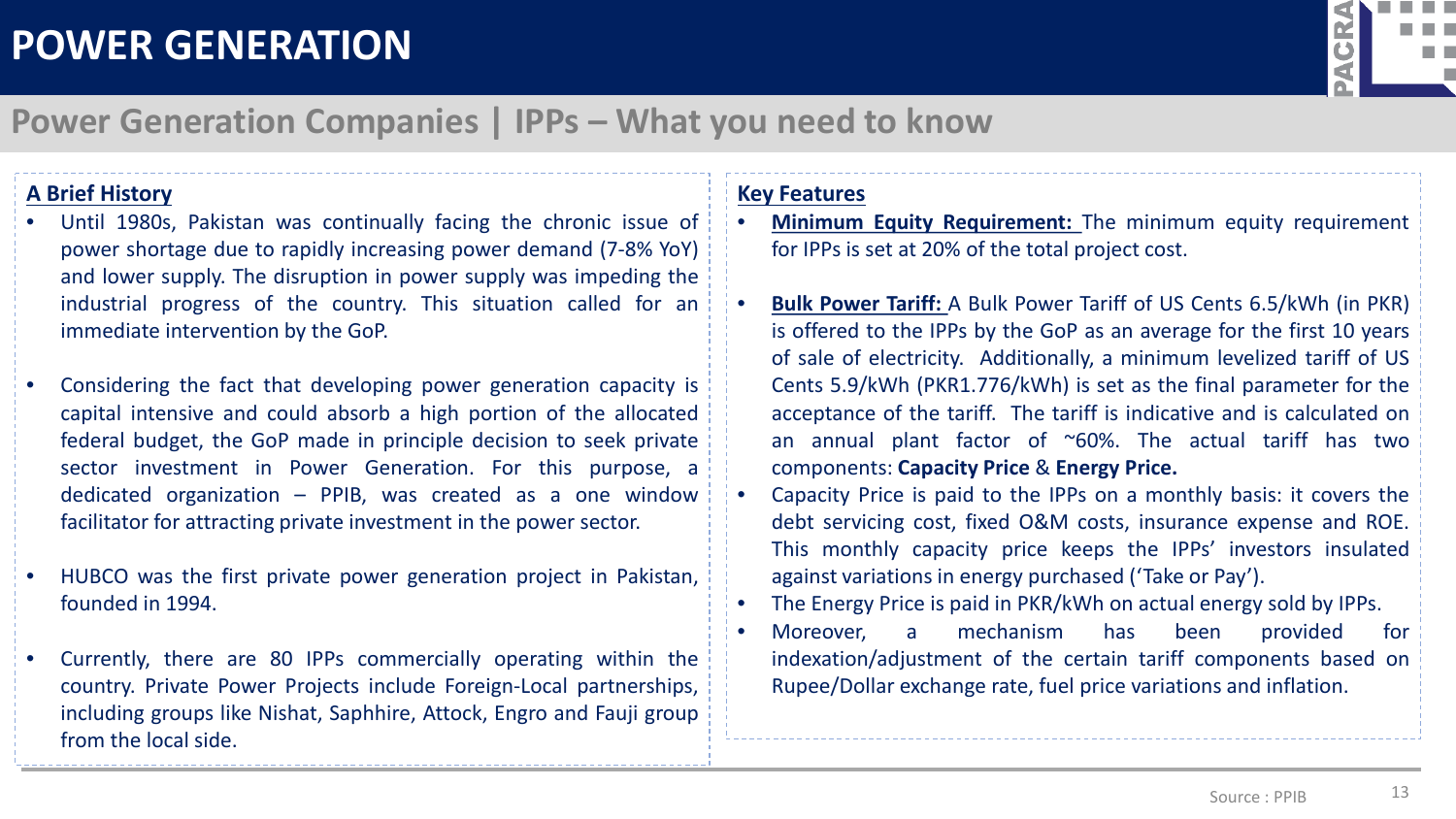# POWER GENERATION

## Power Generation Companies | IPPs – What you need to know

### A Brief History

- Until 1980s, Pakistan was continually facing the chronic issue of power shortage due to rapidly increasing power demand (7-8% YoY) and lower supply. The disruption in power supply was impeding the industrial progress of the country. This situation called for an immediate intervention by the GoP.
- Considering the fact that developing power generation capacity is capital intensive and could absorb a high portion of the allocated federal budget, the GoP made in principle decision to seek private sector investment in Power Generation. For this purpose, a dedicated organization – PPIB, was created as a one window facilitator for attracting private investment in the power sector.
- HUBCO was the first private power generation project in Pakistan, founded in 1994.
- Currently, there are 80 IPPs commercially operating within the country. Private Power Projects include Foreign-Local partnerships, including groups like Nishat, Saphhire, Attock, Engro and Fauji group from the local side.

### Key Features

- **Minimum Equity Requirement:** The minimum equity requirement for IPPs is set at 20% of the total project cost.
- **Bulk Power Tariff:** A Bulk Power Tariff of US Cents 6.5/kWh (in PKR) is offered to the IPPs by the GoP as an average for the first 10 years of sale of electricity. Additionally, a minimum levelized tariff of US Cents 5.9/kWh (PKR1.776/kWh) is set as the final parameter for the acceptance of the tariff. The tariff is indicative and is calculated on an annual plant factor of ~60%. The actual tariff has two components: **Capacity Price** & **Energy Price.**
- Capacity Price is paid to the IPPs on a monthly basis: it covers the debt servicing cost, fixed O&M costs, insurance expense and ROE. This monthly capacity price keeps the IPPs' investors insulated against variations in energy purchased ('Take or Pay').
- The Energy Price is paid in PKR/kWh on actual energy sold by IPPs.
- Moreover, a mechanism has been provided for indexation/adjustment of the certain tariff components based on Rupee/Dollar exchange rate, fuel price variations and inflation.

Source : PPIB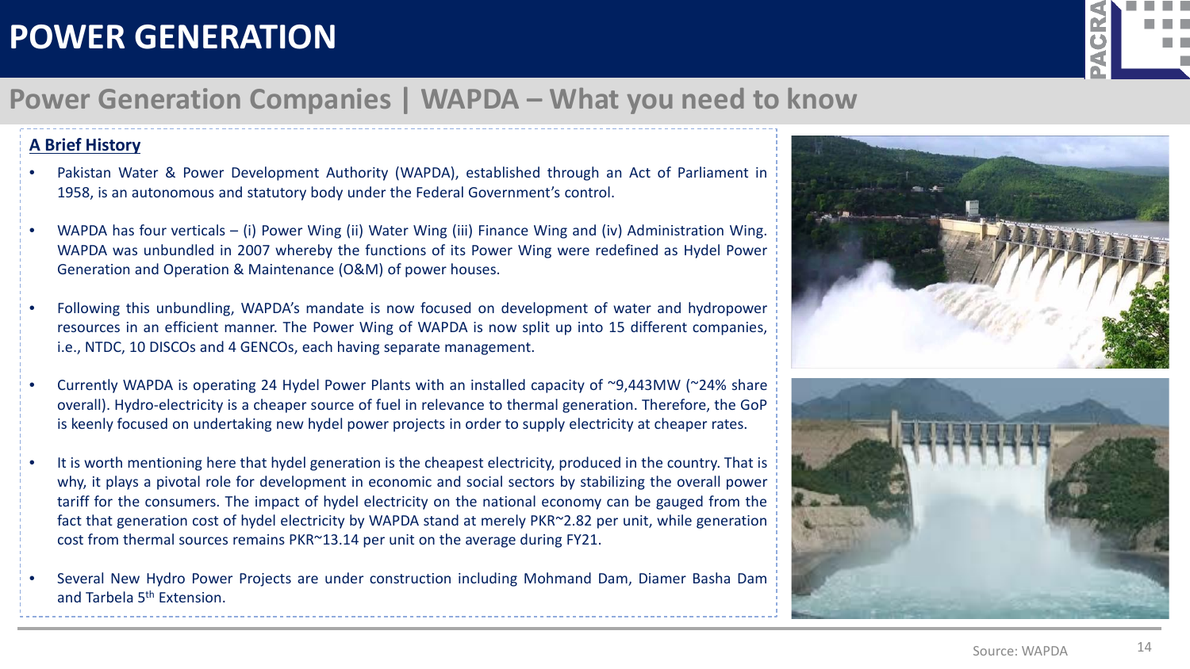# POWER GENERATION

## Power Generation Companies | WAPDA – What you need to know

### A Brief History

- Pakistan Water & Power Development Authority (WAPDA), established through an Act of Parliament in 1958, is an autonomous and statutory body under the Federal Government's control.
- WAPDA has four verticals – (i) Power Wing (ii) Water Wing (iii) Finance Wing and (iv) Administration Wing. WAPDA was unbundled in 2007 whereby the functions of its Power Wing were redefined as Hydel Power Generation and Operation & Maintenance (O&M) of power houses.
- Following this unbundling, WAPDA's mandate is now focused on development of water and hydropower resources in an efficient manner. The Power Wing of WAPDA is now split up into 15 different companies, i.e., NTDC, 10 DISCOs and 4 GENCOs, each having separate management.
- Currently WAPDA is operating 24 Hydel Power Plants with an installed capacity of ~9,443MW (~24% share overall). Hydro-electricity is a cheaper source of fuel in relevance to thermal generation. Therefore, the GoP is keenly focused on undertaking new hydel power projects in order to supply electricity at cheaper rates.
- It is worth mentioning here that hydel generation is the cheapest electricity, produced in the country. That is why, it plays a pivotal role for development in economic and social sectors by stabilizing the overall power tariff for the consumers. The impact of hydel electricity on the national economy can be gauged from the fact that generation cost of hydel electricity by WAPDA stand at merely PKR~2.82 per unit, while generation cost from thermal sources remains PKR~13.14 per unit on the average during FY21.
- Several New Hydro Power Projects are under construction including Mohmand Dam, Diamer Basha Dam and Tarbela 5th Extension.

Source: WAPDA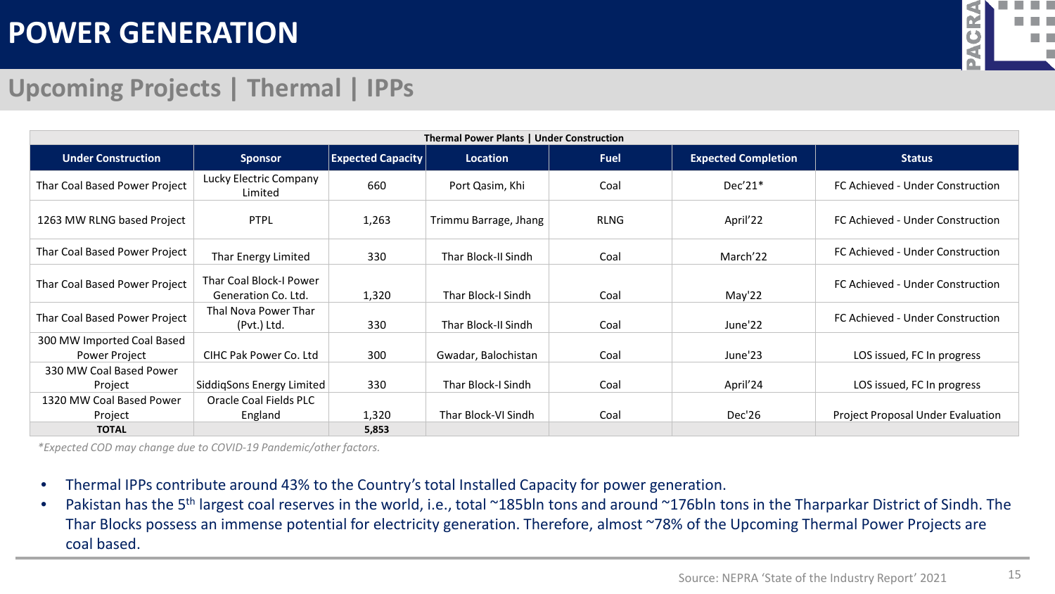# POWER GENERATION

## Upcoming Projects | Thermal | IPPs

| Thermal Power Plants \| Under Construction | | | | | | |
|---|---|---|---|---|---|---|
| **Under Construction** | **Sponsor** | **Expected Capacity** | **Location** | **Fuel** | **Expected Completion** | **Status** |
| Thar Coal Based Power Project | Lucky Electric Company Limited | 660 | Port Qasim, Khi | Coal | Dec'21* | FC Achieved - Under Construction |
| 1263 MW RLNG based Project | PTPL | 1,263 | Trimmu Barrage, Jhang | RLNG | April'22 | FC Achieved - Under Construction |
| Thar Coal Based Power Project | Thar Energy Limited | 330 | Thar Block-II Sindh | Coal | March'22 | FC Achieved - Under Construction |
| Thar Coal Based Power Project | Thar Coal Block-I Power Generation Co. Ltd. | 1,320 | Thar Block-I Sindh | Coal | May'22 | FC Achieved - Under Construction |
| Thar Coal Based Power Project | Thal Nova Power Thar (Pvt.) Ltd. | 330 | Thar Block-II Sindh | Coal | June'22 | FC Achieved - Under Construction |
| 300 MW Imported Coal Based Power Project | CIHC Pak Power Co. Ltd | 300 | Gwadar, Balochistan | Coal | June'23 | LOS issued, FC In progress |
| 330 MW Coal Based Power Project | SiddiqSons Energy Limited | 330 | Thar Block-I Sindh | Coal | April'24 | LOS issued, FC In progress |
| 1320 MW Coal Based Power Project | Oracle Coal Fields PLC England | 1,320 | Thar Block-VI Sindh | Coal | Dec'26 | Project Proposal Under Evaluation |
| **TOTAL** | | **5,853** | | | | |

*Expected COD may change due to COVID-19 Pandemic/other factors.*

- Thermal IPPs contribute around 43% to the Country's total Installed Capacity for power generation.
- Pakistan has the 5th largest coal reserves in the world, i.e., total ~185bln tons and around ~176bln tons in the Tharparkar District of Sindh. The Thar Blocks possess an immense potential for electricity generation. Therefore, almost ~78% of the Upcoming Thermal Power Projects are coal based.

Source: NEPRA 'State of the Industry Report' 2021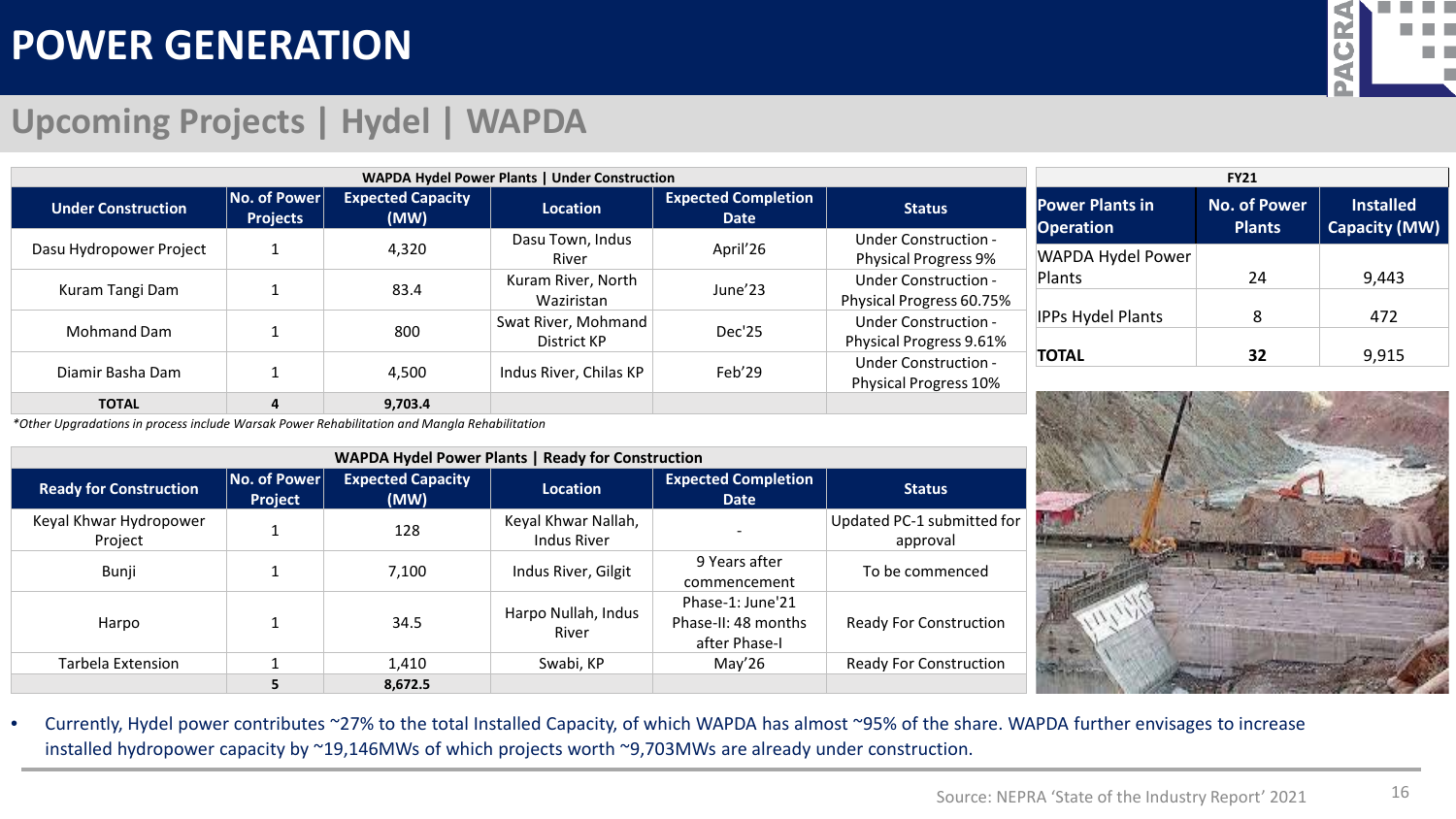# POWER GENERATION

## Upcoming Projects | Hydel | WAPDA

**WAPDA Hydel Power Plants | Under Construction**

| Under Construction | No. of Power Projects | Expected Capacity (MW) | Location | Expected Completion Date | Status |
|---|---|---|---|---|---|
| Dasu Hydropower Project | 1 | 4,320 | Dasu Town, Indus River | April'26 | Under Construction - Physical Progress 9% |
| Kuram Tangi Dam | 1 | 83.4 | Kuram River, North Waziristan | June'23 | Under Construction - Physical Progress 60.75% |
| Mohmand Dam | 1 | 800 | Swat River, Mohmand District KP | Dec'25 | Under Construction - Physical Progress 9.61% |
| Diamir Basha Dam | 1 | 4,500 | Indus River, Chilas KP | Feb'29 | Under Construction - Physical Progress 10% |
| **TOTAL** | **4** | **9,703.4** | | | |

*Other Upgradations in process include Warsak Power Rehabilitation and Mangla Rehabilitation*

**WAPDA Hydel Power Plants | Ready for Construction**

| Ready for Construction | No. of Power Project | Expected Capacity (MW) | Location | Expected Completion Date | Status |
|---|---|---|---|---|---|
| Keyal Khwar Hydropower Project | 1 | 128 | Keyal Khwar Nallah, Indus River | - | Updated PC-1 submitted for approval |
| Bunji | 1 | 7,100 | Indus River, Gilgit | 9 Years after commencement | To be commenced |
| Harpo | 1 | 34.5 | Harpo Nullah, Indus River | Phase-1: June'21 Phase-II: 48 months after Phase-I | Ready For Construction |
| Tarbela Extension | 1 | 1,410 | Swabi, KP | May'26 | Ready For Construction |
| | **5** | **8,672.5** | | | |

**FY21**

| Power Plants in Operation | No. of Power Plants | Installed Capacity (MW) |
|---|---|---|
| WAPDA Hydel Power Plants | 24 | 9,443 |
| IPPs Hydel Plants | 8 | 472 |
| **TOTAL** | **32** | 9,915 |

- Currently, Hydel power contributes ~27% to the total Installed Capacity, of which WAPDA has almost ~95% of the share. WAPDA further envisages to increase installed hydropower capacity by ~19,146MWs of which projects worth ~9,703MWs are already under construction.

Source: NEPRA 'State of the Industry Report' 2021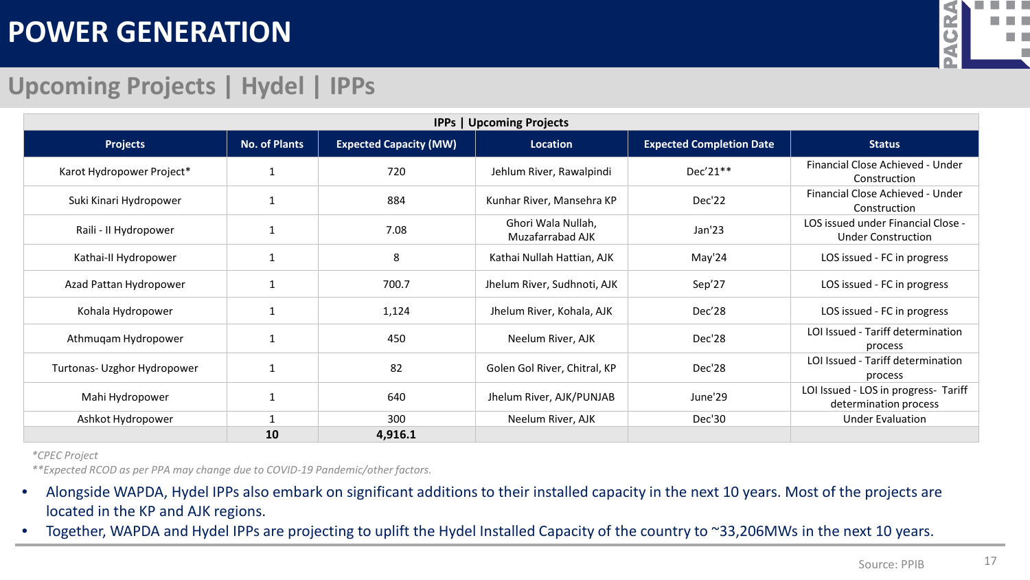# POWER GENERATION

## Upcoming Projects | Hydel | IPPs

| IPPs \| Upcoming Projects | | | | | |
|---|---|---|---|---|---|
| **Projects** | **No. of Plants** | **Expected Capacity (MW)** | **Location** | **Expected Completion Date** | **Status** |
| Karot Hydropower Project* | 1 | 720 | Jehlum River, Rawalpindi | Dec'21** | Financial Close Achieved - Under Construction |
| Suki Kinari Hydropower | 1 | 884 | Kunhar River, Mansehra KP | Dec'22 | Financial Close Achieved - Under Construction |
| Raili - II Hydropower | 1 | 7.08 | Ghori Wala Nullah, Muzafarrabad AJK | Jan'23 | LOS issued under Financial Close - Under Construction |
| Kathai-II Hydropower | 1 | 8 | Kathai Nullah Hattian, AJK | May'24 | LOS issued - FC in progress |
| Azad Pattan Hydropower | 1 | 700.7 | Jhelum River, Sudhnoti, AJK | Sep'27 | LOS issued - FC in progress |
| Kohala Hydropower | 1 | 1,124 | Jhelum River, Kohala, AJK | Dec'28 | LOS issued - FC in progress |
| Athmuqam Hydropower | 1 | 450 | Neelum River, AJK | Dec'28 | LOI Issued - Tariff determination process |
| Turtonas- Uzghor Hydropower | 1 | 82 | Golen Gol River, Chitral, KP | Dec'28 | LOI Issued - Tariff determination process |
| Mahi Hydropower | 1 | 640 | Jhelum River, AJK/PUNJAB | June'29 | LOI Issued - LOS in progress- Tariff determination process |
| Ashkot Hydropower | 1 | 300 | Neelum River, AJK | Dec'30 | Under Evaluation |
| | **10** | **4,916.1** | | | |

*\*CPEC Project*

*\*\*Expected RCOD as per PPA may change due to COVID-19 Pandemic/other factors.*

- Alongside WAPDA, Hydel IPPs also embark on significant additions to their installed capacity in the next 10 years. Most of the projects are located in the KP and AJK regions.
- Together, WAPDA and Hydel IPPs are projecting to uplift the Hydel Installed Capacity of the country to ~33,206MWs in the next 10 years.

Source: PPIB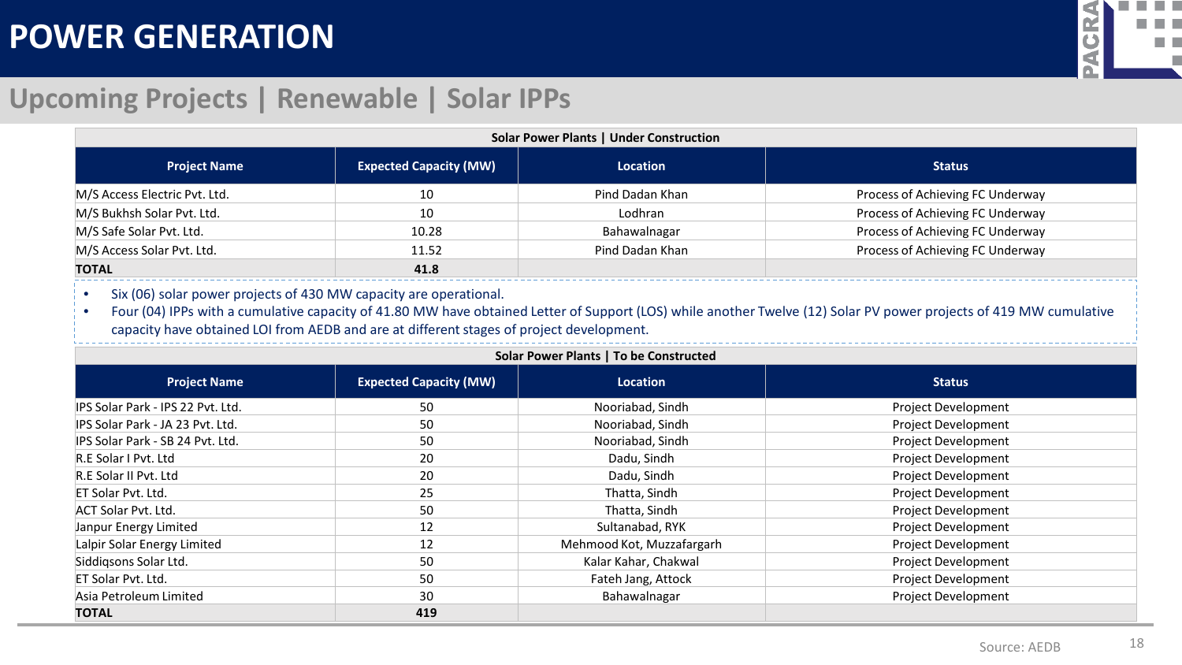# POWER GENERATION

## Upcoming Projects | Renewable | Solar IPPs

**Solar Power Plants | Under Construction**

| Project Name | Expected Capacity (MW) | Location | Status |
|---|---|---|---|
| M/S Access Electric Pvt. Ltd. | 10 | Pind Dadan Khan | Process of Achieving FC Underway |
| M/S Bukhsh Solar Pvt. Ltd. | 10 | Lodhran | Process of Achieving FC Underway |
| M/S Safe Solar Pvt. Ltd. | 10.28 | Bahawalnagar | Process of Achieving FC Underway |
| M/S Access Solar Pvt. Ltd. | 11.52 | Pind Dadan Khan | Process of Achieving FC Underway |
| **TOTAL** | **41.8** | | |

- Six (06) solar power projects of 430 MW capacity are operational.
- Four (04) IPPs with a cumulative capacity of 41.80 MW have obtained Letter of Support (LOS) while another Twelve (12) Solar PV power projects of 419 MW cumulative capacity have obtained LOI from AEDB and are at different stages of project development.

**Solar Power Plants | To be Constructed**

| Project Name | Expected Capacity (MW) | Location | Status |
|---|---|---|---|
| IPS Solar Park - IPS 22 Pvt. Ltd. | 50 | Nooriabad, Sindh | Project Development |
| IPS Solar Park - JA 23 Pvt. Ltd. | 50 | Nooriabad, Sindh | Project Development |
| IPS Solar Park - SB 24 Pvt. Ltd. | 50 | Nooriabad, Sindh | Project Development |
| R.E Solar I Pvt. Ltd | 20 | Dadu, Sindh | Project Development |
| R.E Solar II Pvt. Ltd | 20 | Dadu, Sindh | Project Development |
| ET Solar Pvt. Ltd. | 25 | Thatta, Sindh | Project Development |
| ACT Solar Pvt. Ltd. | 50 | Thatta, Sindh | Project Development |
| Janpur Energy Limited | 12 | Sultanabad, RYK | Project Development |
| Lalpir Solar Energy Limited | 12 | Mehmood Kot, Muzzafargarh | Project Development |
| Siddiqsons Solar Ltd. | 50 | Kalar Kahar, Chakwal | Project Development |
| ET Solar Pvt. Ltd. | 50 | Fateh Jang, Attock | Project Development |
| Asia Petroleum Limited | 30 | Bahawalnagar | Project Development |
| **TOTAL** | **419** | | |

Source: AEDB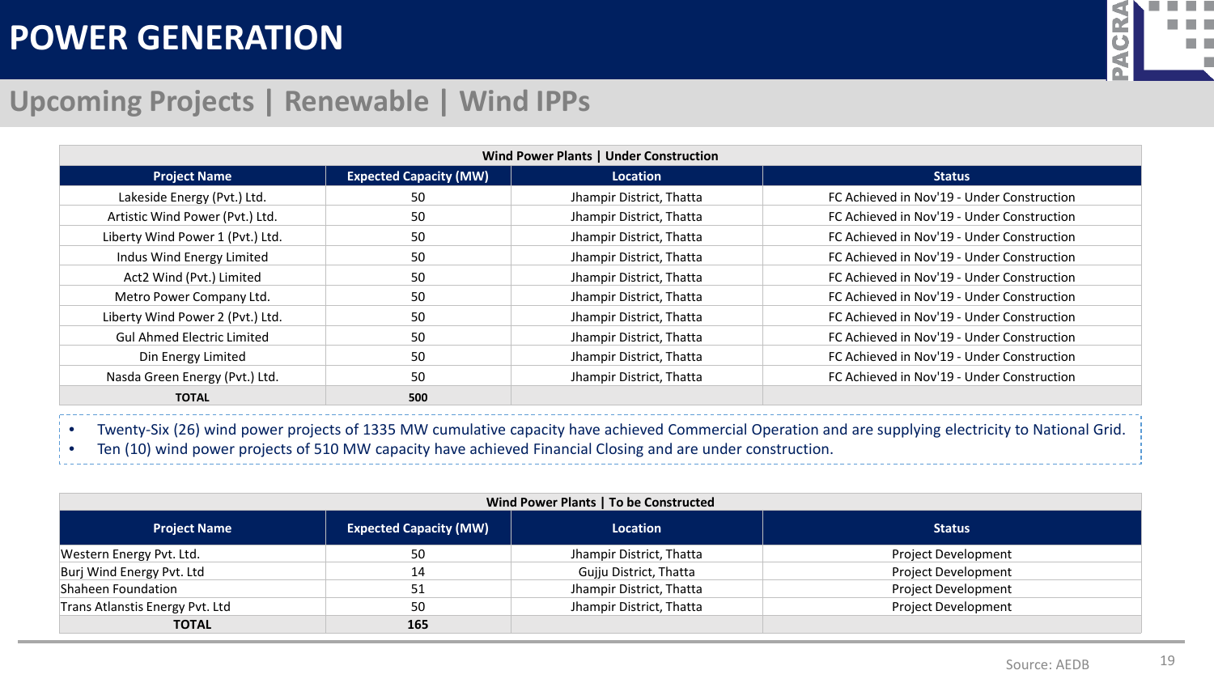# POWER GENERATION

## Upcoming Projects | Renewable | Wind IPPs

| Wind Power Plants \| Under Construction | | | |
|---|---|---|---|
| **Project Name** | **Expected Capacity (MW)** | **Location** | **Status** |
| Lakeside Energy (Pvt.) Ltd. | 50 | Jhampir District, Thatta | FC Achieved in Nov'19 - Under Construction |
| Artistic Wind Power (Pvt.) Ltd. | 50 | Jhampir District, Thatta | FC Achieved in Nov'19 - Under Construction |
| Liberty Wind Power 1 (Pvt.) Ltd. | 50 | Jhampir District, Thatta | FC Achieved in Nov'19 - Under Construction |
| Indus Wind Energy Limited | 50 | Jhampir District, Thatta | FC Achieved in Nov'19 - Under Construction |
| Act2 Wind (Pvt.) Limited | 50 | Jhampir District, Thatta | FC Achieved in Nov'19 - Under Construction |
| Metro Power Company Ltd. | 50 | Jhampir District, Thatta | FC Achieved in Nov'19 - Under Construction |
| Liberty Wind Power 2 (Pvt.) Ltd. | 50 | Jhampir District, Thatta | FC Achieved in Nov'19 - Under Construction |
| Gul Ahmed Electric Limited | 50 | Jhampir District, Thatta | FC Achieved in Nov'19 - Under Construction |
| Din Energy Limited | 50 | Jhampir District, Thatta | FC Achieved in Nov'19 - Under Construction |
| Nasda Green Energy (Pvt.) Ltd. | 50 | Jhampir District, Thatta | FC Achieved in Nov'19 - Under Construction |
| **TOTAL** | **500** | | |

- Twenty-Six (26) wind power projects of 1335 MW cumulative capacity have achieved Commercial Operation and are supplying electricity to National Grid.
- Ten (10) wind power projects of 510 MW capacity have achieved Financial Closing and are under construction.

| Wind Power Plants \| To be Constructed | | | |
|---|---|---|---|
| **Project Name** | **Expected Capacity (MW)** | **Location** | **Status** |
| Western Energy Pvt. Ltd. | 50 | Jhampir District, Thatta | Project Development |
| Burj Wind Energy Pvt. Ltd | 14 | Gujju District, Thatta | Project Development |
| Shaheen Foundation | 51 | Jhampir District, Thatta | Project Development |
| Trans Atlanstis Energy Pvt. Ltd | 50 | Jhampir District, Thatta | Project Development |
| **TOTAL** | **165** | | |

Source: AEDB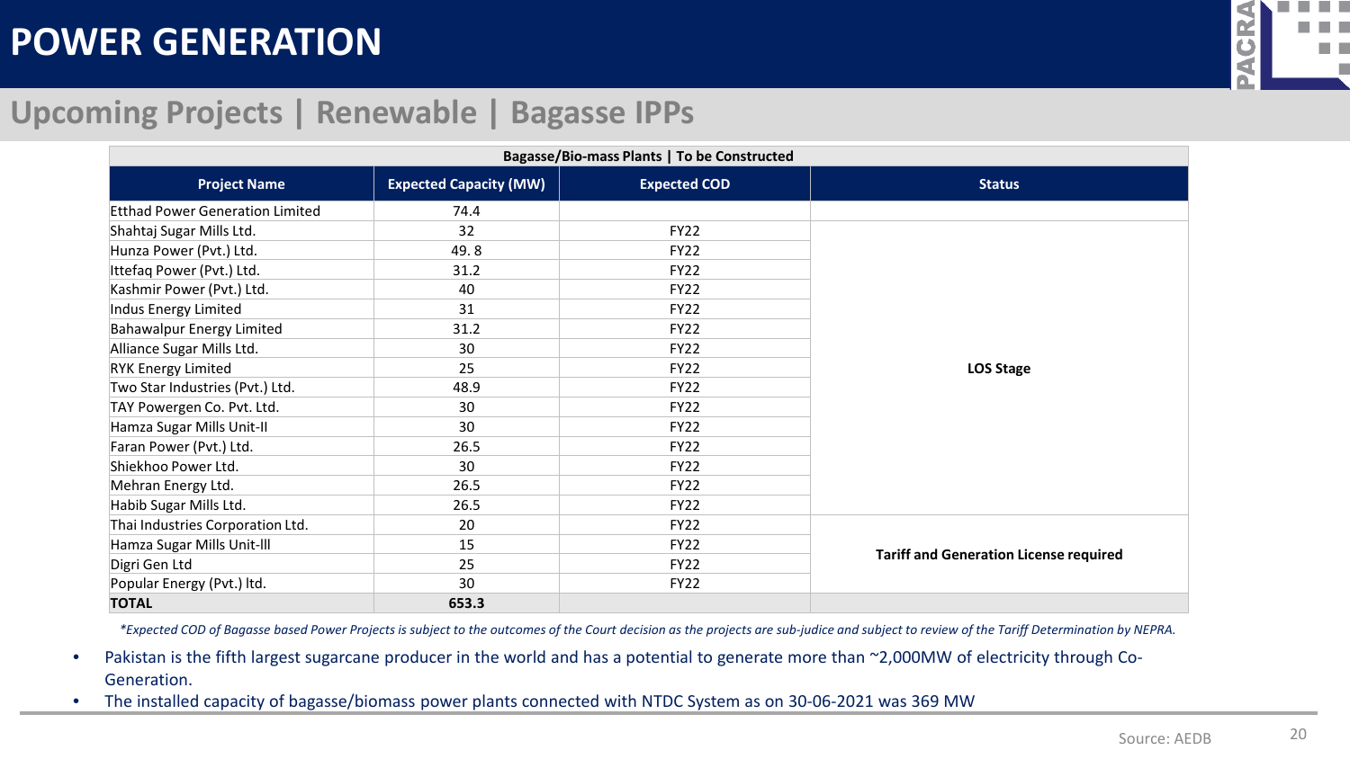# POWER GENERATION

## Upcoming Projects | Renewable | Bagasse IPPs

| Bagasse/Bio-mass Plants \| To be Constructed | | | |
|---|---|---|---|
| **Project Name** | **Expected Capacity (MW)** | **Expected COD** | **Status** |
| Etthad Power Generation Limited | 74.4 | | |
| Shahtaj Sugar Mills Ltd. | 32 | FY22 | LOS Stage |
| Hunza Power (Pvt.) Ltd. | 49. 8 | FY22 | |
| Ittefaq Power (Pvt.) Ltd. | 31.2 | FY22 | |
| Kashmir Power (Pvt.) Ltd. | 40 | FY22 | |
| Indus Energy Limited | 31 | FY22 | |
| Bahawalpur Energy Limited | 31.2 | FY22 | |
| Alliance Sugar Mills Ltd. | 30 | FY22 | |
| RYK Energy Limited | 25 | FY22 | |
| Two Star Industries (Pvt.) Ltd. | 48.9 | FY22 | |
| TAY Powergen Co. Pvt. Ltd. | 30 | FY22 | |
| Hamza Sugar Mills Unit-II | 30 | FY22 | |
| Faran Power (Pvt.) Ltd. | 26.5 | FY22 | |
| Shiekhoo Power Ltd. | 30 | FY22 | |
| Mehran Energy Ltd. | 26.5 | FY22 | |
| Habib Sugar Mills Ltd. | 26.5 | FY22 | |
| Thai Industries Corporation Ltd. | 20 | FY22 | Tariff and Generation License required |
| Hamza Sugar Mills Unit-lll | 15 | FY22 | |
| Digri Gen Ltd | 25 | FY22 | |
| Popular Energy (Pvt.) ltd. | 30 | FY22 | |
| **TOTAL** | **653.3** | | |

*\*Expected COD of Bagasse based Power Projects is subject to the outcomes of the Court decision as the projects are sub-judice and subject to review of the Tariff Determination by NEPRA.*

- Pakistan is the fifth largest sugarcane producer in the world and has a potential to generate more than ~2,000MW of electricity through Co-Generation.
- The installed capacity of bagasse/biomass power plants connected with NTDC System as on 30-06-2021 was 369 MW

Source: AEDB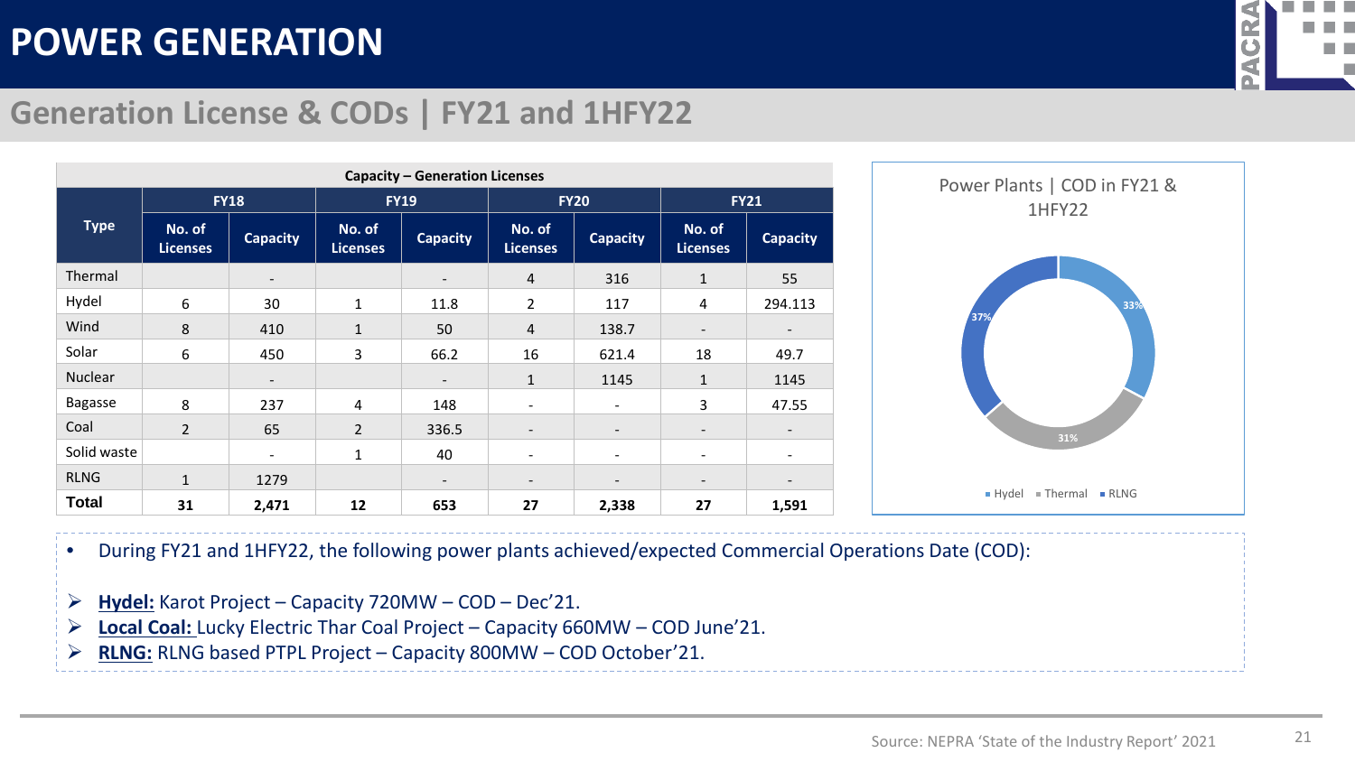# POWER GENERATION

## Generation License & CODs | FY21 and 1HFY22

**Capacity – Generation Licenses**

| Type | FY18 | | FY19 | | FY20 | | FY21 | |
|---|---|---|---|---|---|---|---|---|
| | No. of Licenses | Capacity | No. of Licenses | Capacity | No. of Licenses | Capacity | No. of Licenses | Capacity |
| Thermal | | - | | - | 4 | 316 | 1 | 55 |
| Hydel | 6 | 30 | 1 | 11.8 | 2 | 117 | 4 | 294.113 |
| Wind | 8 | 410 | 1 | 50 | 4 | 138.7 | - | - |
| Solar | 6 | 450 | 3 | 66.2 | 16 | 621.4 | 18 | 49.7 |
| Nuclear | | - | | - | 1 | 1145 | 1 | 1145 |
| Bagasse | 8 | 237 | 4 | 148 | - | - | 3 | 47.55 |
| Coal | 2 | 65 | 2 | 336.5 | - | - | - | - |
| Solid waste | | - | 1 | 40 | - | - | - | - |
| RLNG | 1 | 1279 | | - | - | - | - | - |
| **Total** | **31** | **2,471** | **12** | **653** | **27** | **2,338** | **27** | **1,591** |

**Power Plants | COD in FY21 & 1HFY22**

| Type | Share |
|---|---|
| Hydel | 33% |
| Thermal | 31% |
| RLNG | 37% |

- During FY21 and 1HFY22, the following power plants achieved/expected Commercial Operations Date (COD):

- **Hydel:** Karot Project – Capacity 720MW – COD – Dec'21.
- **Local Coal:** Lucky Electric Thar Coal Project – Capacity 660MW – COD June'21.
- **RLNG:** RLNG based PTPL Project – Capacity 800MW – COD October'21.

Source: NEPRA 'State of the Industry Report' 2021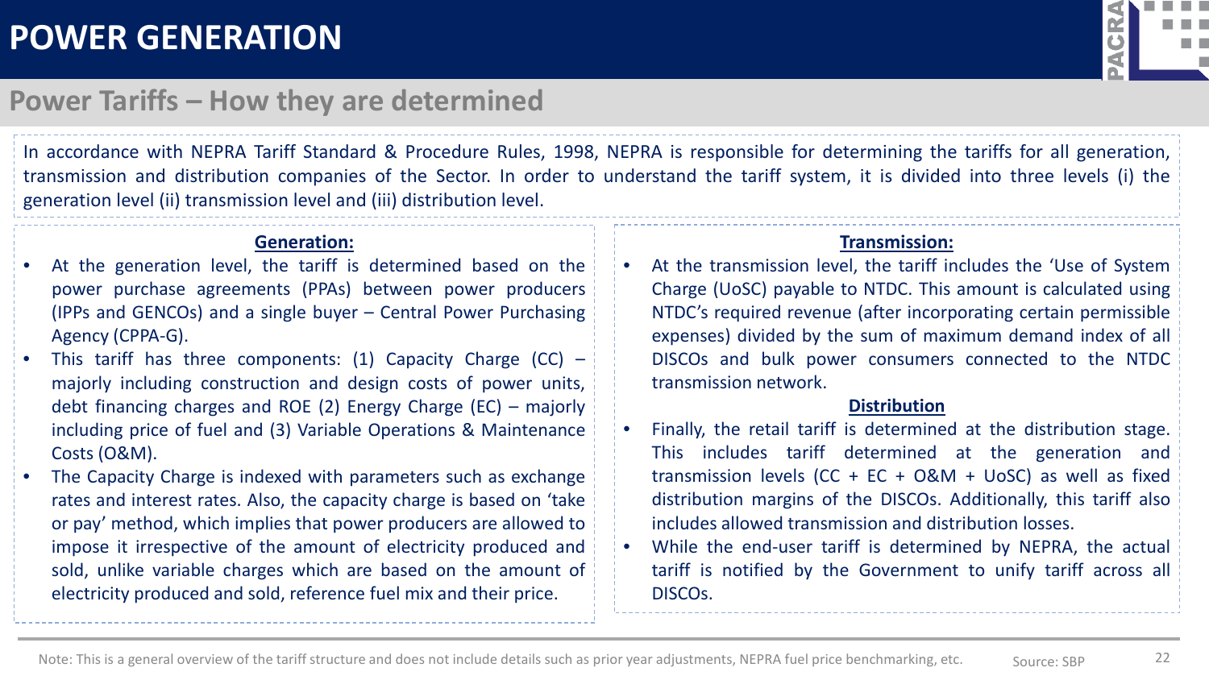# POWER GENERATION

## Power Tariffs – How they are determined

In accordance with NEPRA Tariff Standard & Procedure Rules, 1998, NEPRA is responsible for determining the tariffs for all generation, transmission and distribution companies of the Sector. In order to understand the tariff system, it is divided into three levels (i) the generation level (ii) transmission level and (iii) distribution level.

### Generation:

- At the generation level, the tariff is determined based on the power purchase agreements (PPAs) between power producers (IPPs and GENCOs) and a single buyer – Central Power Purchasing Agency (CPPA-G).
- This tariff has three components: (1) Capacity Charge (CC) – majorly including construction and design costs of power units, debt financing charges and ROE (2) Energy Charge (EC) – majorly including price of fuel and (3) Variable Operations & Maintenance Costs (O&M).
- The Capacity Charge is indexed with parameters such as exchange rates and interest rates. Also, the capacity charge is based on 'take or pay' method, which implies that power producers are allowed to impose it irrespective of the amount of electricity produced and sold, unlike variable charges which are based on the amount of electricity produced and sold, reference fuel mix and their price.

### Transmission:

- At the transmission level, the tariff includes the 'Use of System Charge (UoSC) payable to NTDC. This amount is calculated using NTDC's required revenue (after incorporating certain permissible expenses) divided by the sum of maximum demand index of all DISCOs and bulk power consumers connected to the NTDC transmission network.

### Distribution

- Finally, the retail tariff is determined at the distribution stage. This includes tariff determined at the generation and transmission levels (CC + EC + O&M + UoSC) as well as fixed distribution margins of the DISCOs. Additionally, this tariff also includes allowed transmission and distribution losses.
- While the end-user tariff is determined by NEPRA, the actual tariff is notified by the Government to unify tariff across all DISCOs.

Note: This is a general overview of the tariff structure and does not include details such as prior year adjustments, NEPRA fuel price benchmarking, etc.

Source: SBP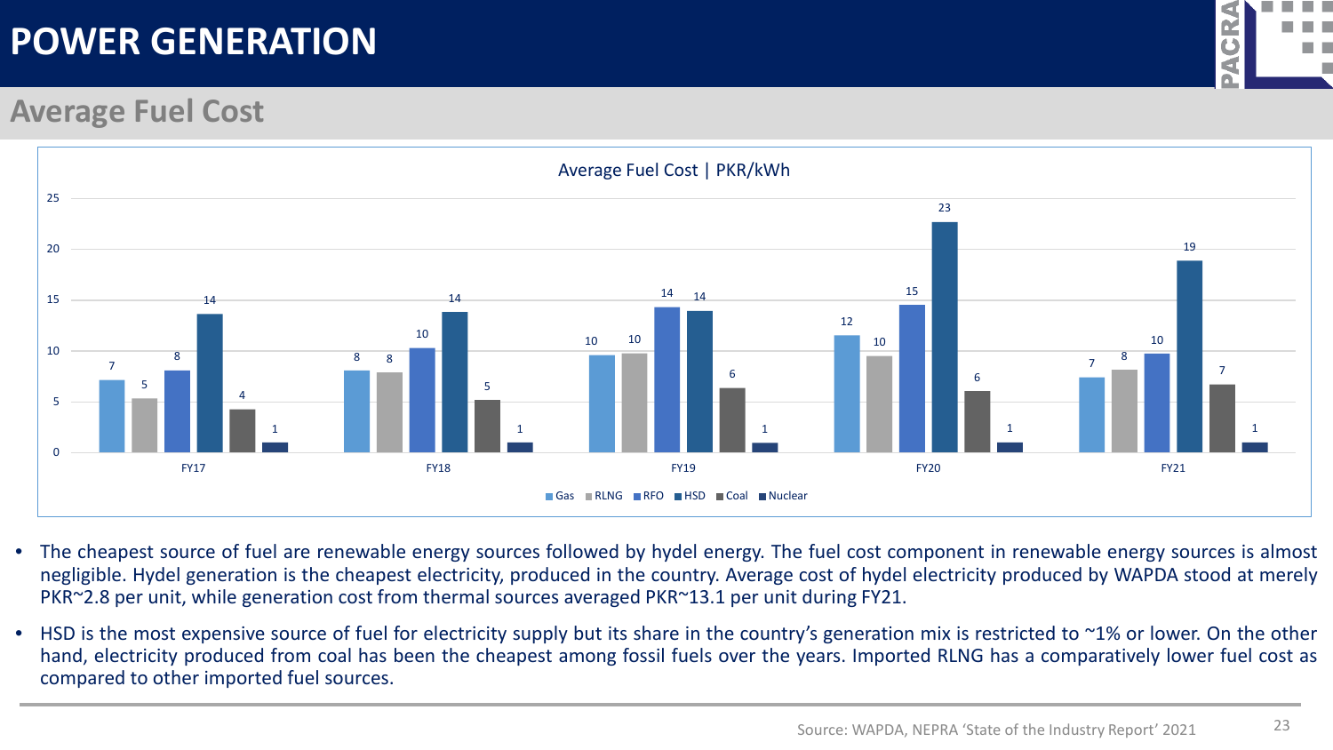# POWER GENERATION

## Average Fuel Cost

Average Fuel Cost | PKR/kWh

| | Gas | RLNG | RFO | HSD | Coal | Nuclear |
|---|---|---|---|---|---|---|
| FY17 | 7 | 5 | 8 | 14 | 4 | 1 |
| FY18 | 8 | 8 | 10 | 14 | 5 | 1 |
| FY19 | 10 | 10 | 14 | 14 | 6 | 1 |
| FY20 | 12 | 10 | 15 | 23 | 6 | 1 |
| FY21 | 7 | 8 | 10 | 19 | 7 | 1 |

- The cheapest source of fuel are renewable energy sources followed by hydel energy. The fuel cost component in renewable energy sources is almost negligible. Hydel generation is the cheapest electricity, produced in the country. Average cost of hydel electricity produced by WAPDA stood at merely PKR~2.8 per unit, while generation cost from thermal sources averaged PKR~13.1 per unit during FY21.
- HSD is the most expensive source of fuel for electricity supply but its share in the country's generation mix is restricted to ~1% or lower. On the other hand, electricity produced from coal has been the cheapest among fossil fuels over the years. Imported RLNG has a comparatively lower fuel cost as compared to other imported fuel sources.

Source: WAPDA, NEPRA 'State of the Industry Report' 2021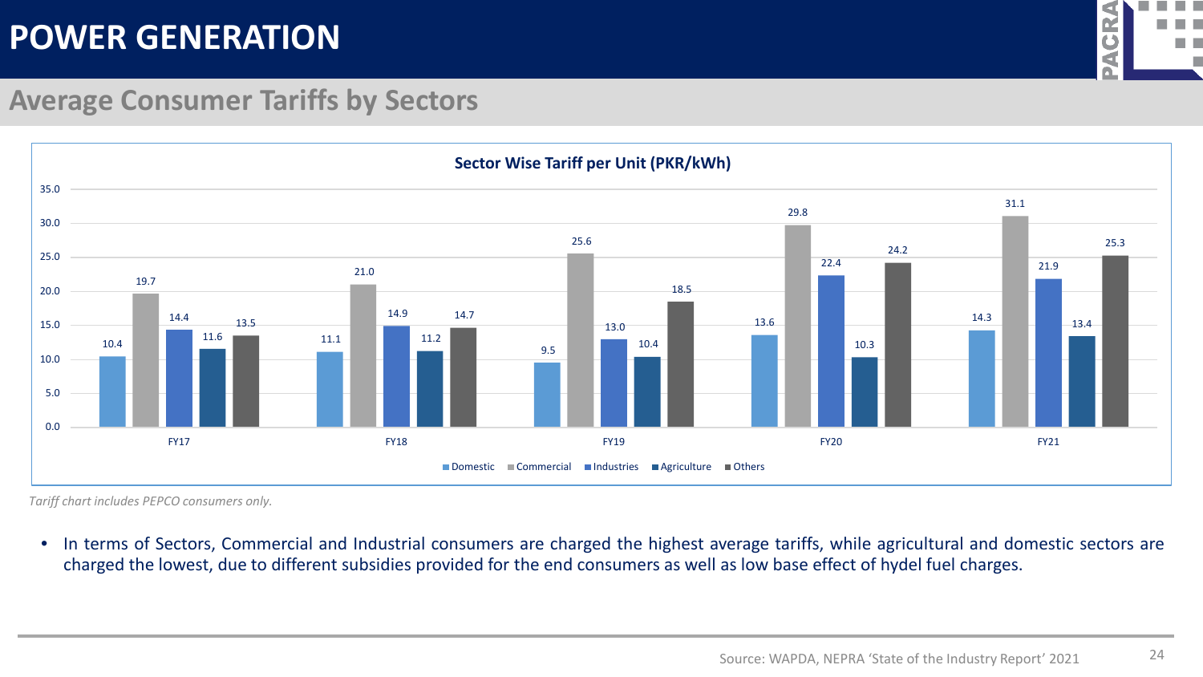# POWER GENERATION

## Average Consumer Tariffs by Sectors

**Sector Wise Tariff per Unit (PKR/kWh)**

| | Domestic | Commercial | Industries | Agriculture | Others |
|---|---|---|---|---|---|
| FY17 | 10.4 | 19.7 | 14.4 | 11.6 | 13.5 |
| FY18 | 11.1 | 21.0 | 14.9 | 11.2 | 14.7 |
| FY19 | 9.5 | 25.6 | 13.0 | 10.4 | 18.5 |
| FY20 | 13.6 | 29.8 | 22.4 | 10.3 | 24.2 |
| FY21 | 14.3 | 31.1 | 21.9 | 13.4 | 25.3 |

*Tariff chart includes PEPCO consumers only.*

- In terms of Sectors, Commercial and Industrial consumers are charged the highest average tariffs, while agricultural and domestic sectors are charged the lowest, due to different subsidies provided for the end consumers as well as low base effect of hydel fuel charges.

Source: WAPDA, NEPRA 'State of the Industry Report' 2021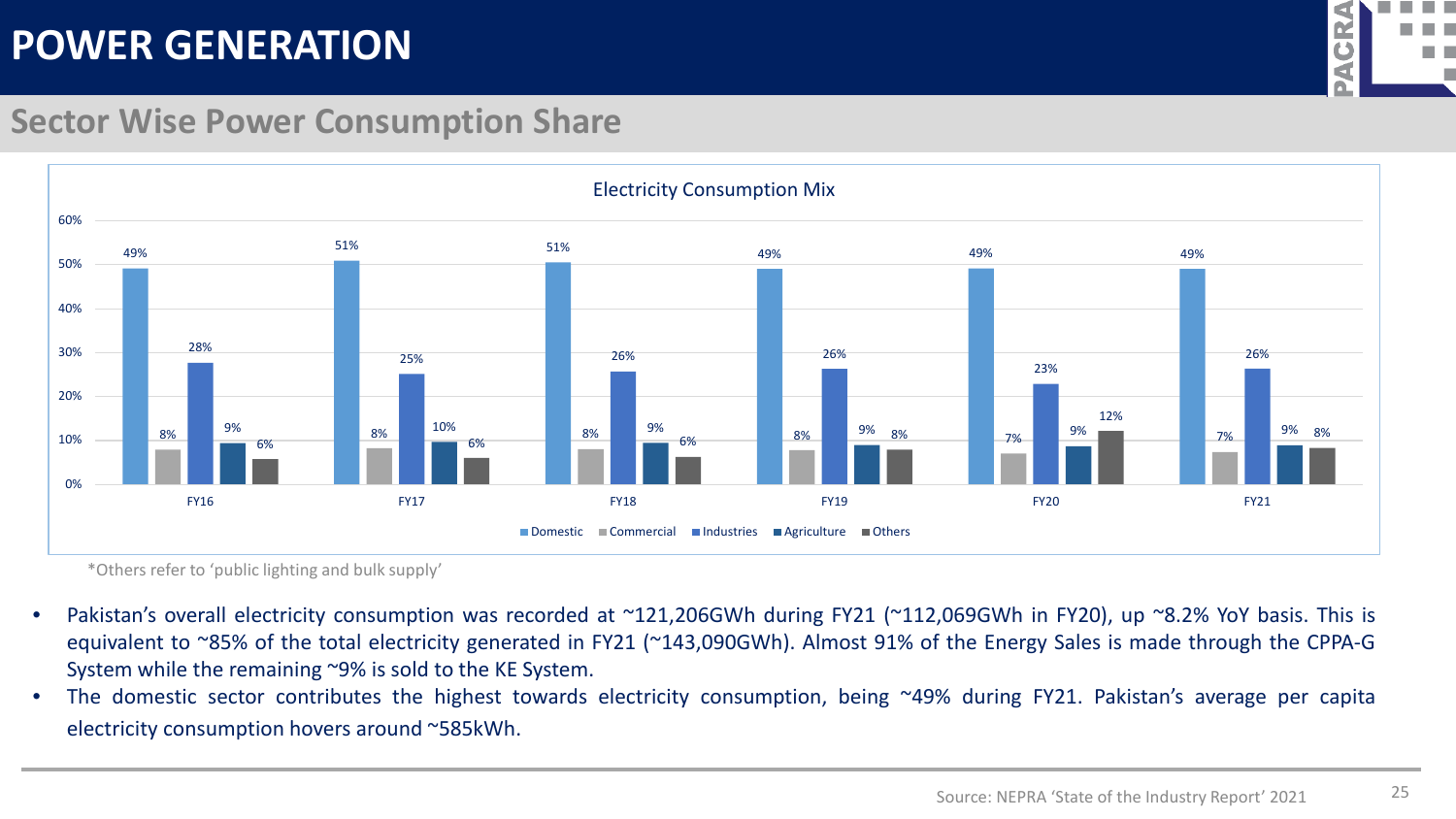# POWER GENERATION

## Sector Wise Power Consumption Share

**Electricity Consumption Mix**

| | Domestic | Commercial | Industries | Agriculture | Others |
|---|---|---|---|---|---|
| FY16 | 49% | 8% | 28% | 9% | 6% |
| FY17 | 51% | 8% | 25% | 10% | 6% |
| FY18 | 51% | 8% | 26% | 9% | 6% |
| FY19 | 49% | 8% | 26% | 9% | 8% |
| FY20 | 49% | 7% | 23% | 9% | 12% |
| FY21 | 49% | 7% | 26% | 9% | 8% |

*Others refer to 'public lighting and bulk supply'

- Pakistan's overall electricity consumption was recorded at ~121,206GWh during FY21 (~112,069GWh in FY20), up ~8.2% YoY basis. This is equivalent to ~85% of the total electricity generated in FY21 (~143,090GWh). Almost 91% of the Energy Sales is made through the CPPA-G System while the remaining ~9% is sold to the KE System.
- The domestic sector contributes the highest towards electricity consumption, being ~49% during FY21. Pakistan's average per capita electricity consumption hovers around ~585kWh.

Source: NEPRA 'State of the Industry Report' 2021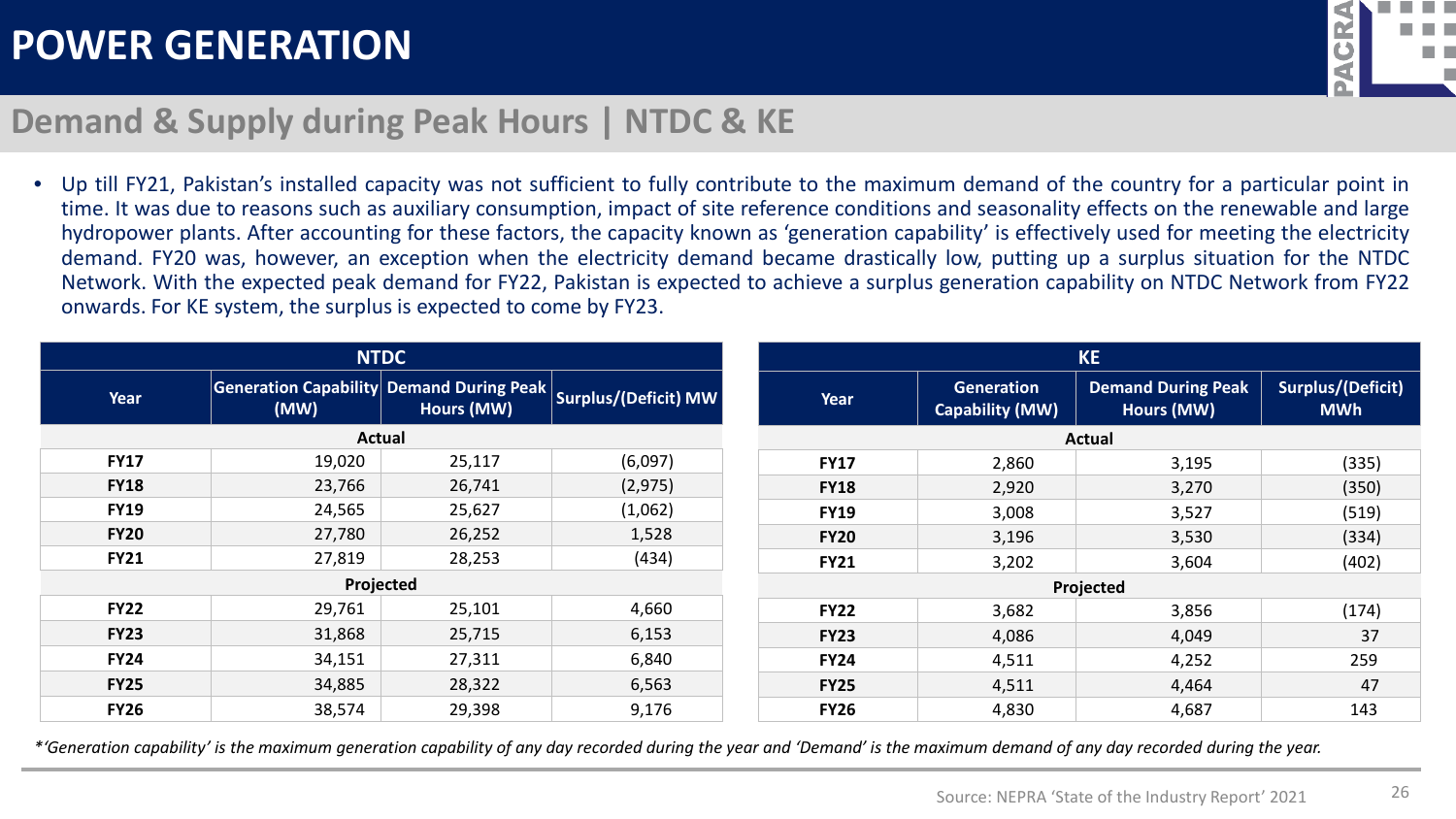# POWER GENERATION

## Demand & Supply during Peak Hours | NTDC & KE

- Up till FY21, Pakistan's installed capacity was not sufficient to fully contribute to the maximum demand of the country for a particular point in time. It was due to reasons such as auxiliary consumption, impact of site reference conditions and seasonality effects on the renewable and large hydropower plants. After accounting for these factors, the capacity known as 'generation capability' is effectively used for meeting the electricity demand. FY20 was, however, an exception when the electricity demand became drastically low, putting up a surplus situation for the NTDC Network. With the expected peak demand for FY22, Pakistan is expected to achieve a surplus generation capability on NTDC Network from FY22 onwards. For KE system, the surplus is expected to come by FY23.

| NTDC | | | |
|---|---|---|---|
| **Year** | **Generation Capability (MW)** | **Demand During Peak Hours (MW)** | **Surplus/(Deficit) MW** |
| **Actual** | | | |
| **FY17** | 19,020 | 25,117 | (6,097) |
| **FY18** | 23,766 | 26,741 | (2,975) |
| **FY19** | 24,565 | 25,627 | (1,062) |
| **FY20** | 27,780 | 26,252 | 1,528 |
| **FY21** | 27,819 | 28,253 | (434) |
| **Projected** | | | |
| **FY22** | 29,761 | 25,101 | 4,660 |
| **FY23** | 31,868 | 25,715 | 6,153 |
| **FY24** | 34,151 | 27,311 | 6,840 |
| **FY25** | 34,885 | 28,322 | 6,563 |
| **FY26** | 38,574 | 29,398 | 9,176 |

| KE | | | |
|---|---|---|---|
| **Year** | **Generation Capability (MW)** | **Demand During Peak Hours (MW)** | **Surplus/(Deficit) MWh** |
| **Actual** | | | |
| **FY17** | 2,860 | 3,195 | (335) |
| **FY18** | 2,920 | 3,270 | (350) |
| **FY19** | 3,008 | 3,527 | (519) |
| **FY20** | 3,196 | 3,530 | (334) |
| **FY21** | 3,202 | 3,604 | (402) |
| **Projected** | | | |
| **FY22** | 3,682 | 3,856 | (174) |
| **FY23** | 4,086 | 4,049 | 37 |
| **FY24** | 4,511 | 4,252 | 259 |
| **FY25** | 4,511 | 4,464 | 47 |
| **FY26** | 4,830 | 4,687 | 143 |

*\*'Generation capability' is the maximum generation capability of any day recorded during the year and 'Demand' is the maximum demand of any day recorded during the year.*

Source: NEPRA 'State of the Industry Report' 2021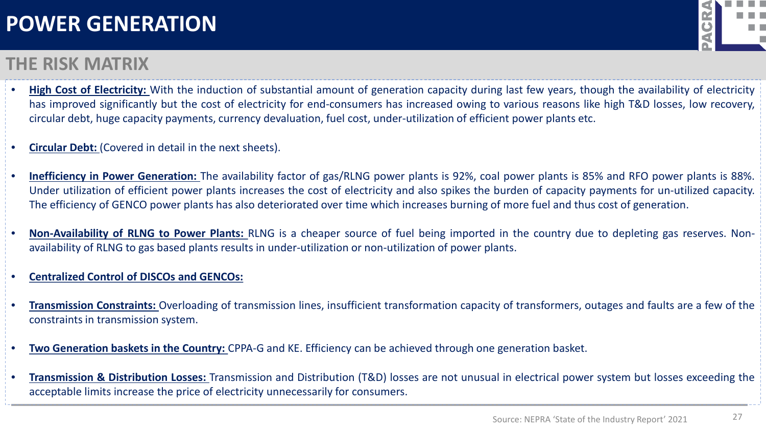# POWER GENERATION

## THE RISK MATRIX

- **High Cost of Electricity:** With the induction of substantial amount of generation capacity during last few years, though the availability of electricity has improved significantly but the cost of electricity for end-consumers has increased owing to various reasons like high T&D losses, low recovery, circular debt, huge capacity payments, currency devaluation, fuel cost, under-utilization of efficient power plants etc.

- **Circular Debt:** (Covered in detail in the next sheets).

- **Inefficiency in Power Generation:** The availability factor of gas/RLNG power plants is 92%, coal power plants is 85% and RFO power plants is 88%. Under utilization of efficient power plants increases the cost of electricity and also spikes the burden of capacity payments for un-utilized capacity. The efficiency of GENCO power plants has also deteriorated over time which increases burning of more fuel and thus cost of generation.

- **Non-Availability of RLNG to Power Plants:** RLNG is a cheaper source of fuel being imported in the country due to depleting gas reserves. Non-availability of RLNG to gas based plants results in under-utilization or non-utilization of power plants.

- **Centralized Control of DISCOs and GENCOs:**

- **Transmission Constraints:** Overloading of transmission lines, insufficient transformation capacity of transformers, outages and faults are a few of the constraints in transmission system.

- **Two Generation baskets in the Country:** CPPA-G and KE. Efficiency can be achieved through one generation basket.

- **Transmission & Distribution Losses:** Transmission and Distribution (T&D) losses are not unusual in electrical power system but losses exceeding the acceptable limits increase the price of electricity unnecessarily for consumers.

Source: NEPRA 'State of the Industry Report' 2021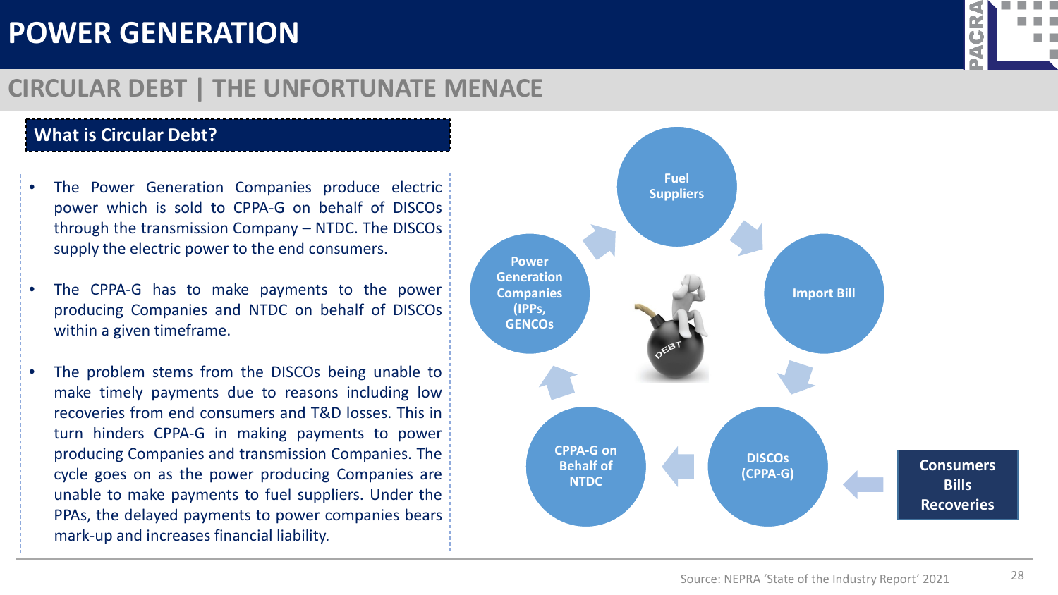# POWER GENERATION

## CIRCULAR DEBT | THE UNFORTUNATE MENACE

### What is Circular Debt?

- The Power Generation Companies produce electric power which is sold to CPPA-G on behalf of DISCOs through the transmission Company – NTDC. The DISCOs supply the electric power to the end consumers.
- The CPPA-G has to make payments to the power producing Companies and NTDC on behalf of DISCOs within a given timeframe.
- The problem stems from the DISCOs being unable to make timely payments due to reasons including low recoveries from end consumers and T&D losses. This in turn hinders CPPA-G in making payments to power producing Companies and transmission Companies. The cycle goes on as the power producing Companies are unable to make payments to fuel suppliers. Under the PPAs, the delayed payments to power companies bears mark-up and increases financial liability.

Fuel Suppliers → Import Bill → DISCOs (CPPA-G) → CPPA-G on Behalf of NTDC → Power Generation Companies (IPPs, GENCOs → Fuel Suppliers

Consumers Bills Recoveries → DISCOs (CPPA-G)

DEBT

Source: NEPRA 'State of the Industry Report' 2021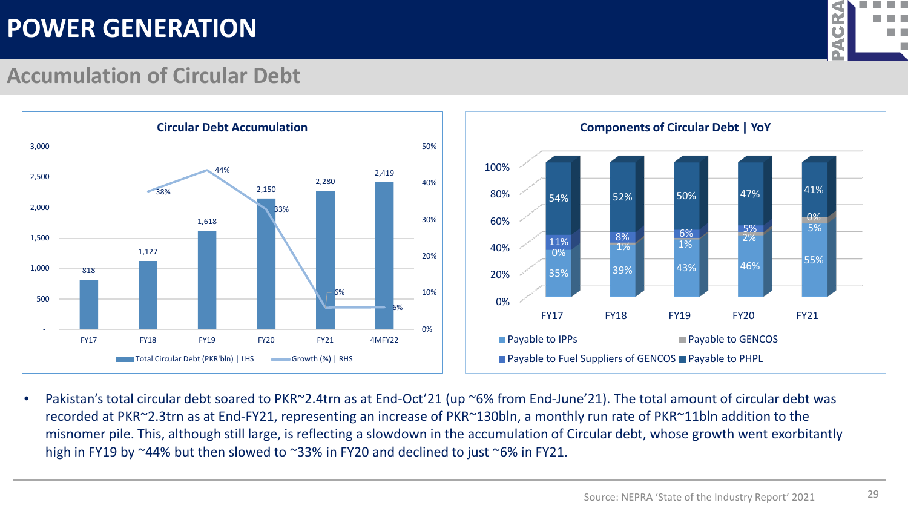# POWER GENERATION

## Accumulation of Circular Debt

**Circular Debt Accumulation**

| | FY17 | FY18 | FY19 | FY20 | FY21 | 4MFY22 |
|---|---|---|---|---|---|---|
| Total Circular Debt (PKR'bln) \| LHS | 818 | 1,127 | 1,618 | 2,150 | 2,280 | 2,419 |
| Growth (%) \| RHS | | 38% | 44% | 33% | 6% | 6% |

**Components of Circular Debt | YoY**

| | FY17 | FY18 | FY19 | FY20 | FY21 |
|---|---|---|---|---|---|
| Payable to IPPs | 35% | 39% | 43% | 46% | 55% |
| Payable to GENCOS | 0% | 1% | 1% | 2% | 0% |
| Payable to Fuel Suppliers of GENCOS | 11% | 8% | 6% | 5% | 5% |
| Payable to PHPL | 54% | 52% | 50% | 47% | 41% |

- Pakistan's total circular debt soared to PKR~2.4trn as at End-Oct'21 (up ~6% from End-June'21). The total amount of circular debt was recorded at PKR~2.3trn as at End-FY21, representing an increase of PKR~130bln, a monthly run rate of PKR~11bln addition to the misnomer pile. This, although still large, is reflecting a slowdown in the accumulation of Circular debt, whose growth went exorbitantly high in FY19 by ~44% but then slowed to ~33% in FY20 and declined to just ~6% in FY21.

Source: NEPRA 'State of the Industry Report' 2021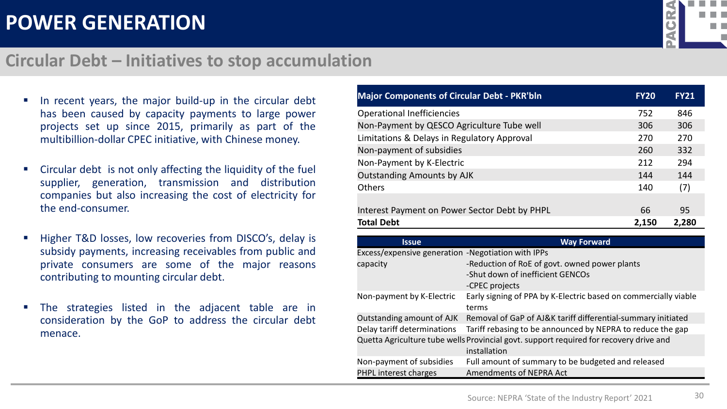# POWER GENERATION

## Circular Debt – Initiatives to stop accumulation

- In recent years, the major build-up in the circular debt has been caused by capacity payments to large power projects set up since 2015, primarily as part of the multibillion-dollar CPEC initiative, with Chinese money.
- Circular debt is not only affecting the liquidity of the fuel supplier, generation, transmission and distribution companies but also increasing the cost of electricity for the end-consumer.
- Higher T&D losses, low recoveries from DISCO's, delay is subsidy payments, increasing receivables from public and private consumers are some of the major reasons contributing to mounting circular debt.
- The strategies listed in the adjacent table are in consideration by the GoP to address the circular debt menace.

| Major Components of Circular Debt - PKR'bln | FY20 | FY21 |
|---|---|---|
| Operational Inefficiencies | 752 | 846 |
| Non-Payment by QESCO Agriculture Tube well | 306 | 306 |
| Limitations & Delays in Regulatory Approval | 270 | 270 |
| Non-payment of subsidies | 260 | 332 |
| Non-Payment by K-Electric | 212 | 294 |
| Outstanding Amounts by AJK | 144 | 144 |
| Others | 140 | (7) |
| Interest Payment on Power Sector Debt by PHPL | 66 | 95 |
| **Total Debt** | **2,150** | **2,280** |

| Issue | Way Forward |
|---|---|
| Excess/expensive generation capacity | -Negotiation with IPPs<br>-Reduction of RoE of govt. owned power plants<br>-Shut down of inefficient GENCOs<br>-CPEC projects |
| Non-payment by K-Electric | Early signing of PPA by K-Electric based on commercially viable terms |
| Outstanding amount of AJK | Removal of GaP of AJ&K tariff differential-summary initiated |
| Delay tariff determinations | Tariff rebasing to be announced by NEPRA to reduce the gap |
| Quetta Agriculture tube wells | Provincial govt. support required for recovery drive and installation |
| Non-payment of subsidies | Full amount of summary to be budgeted and released |
| PHPL interest charges | Amendments of NEPRA Act |

Source: NEPRA 'State of the Industry Report' 2021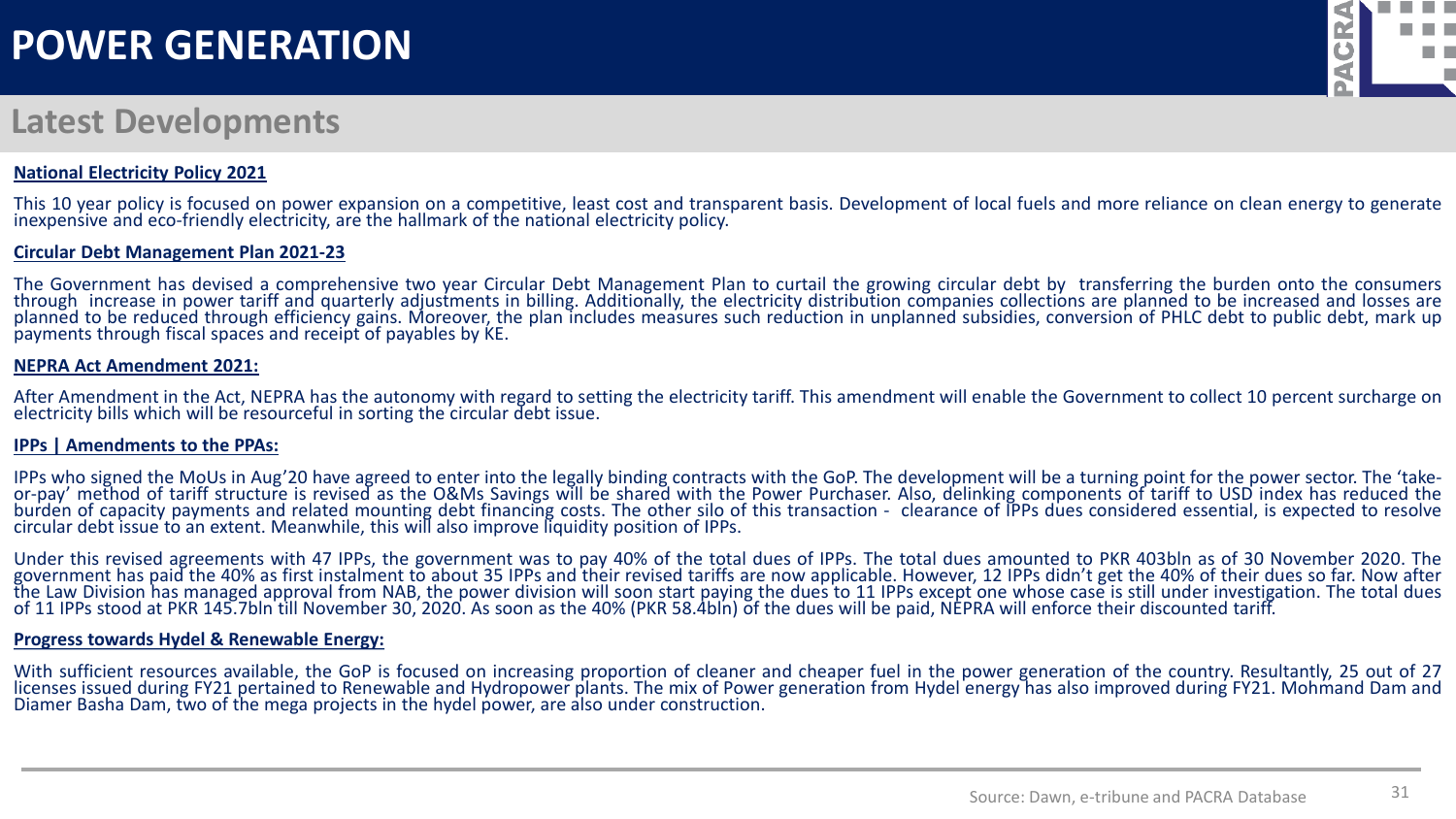# POWER GENERATION

## Latest Developments

**National Electricity Policy 2021**

This 10 year policy is focused on power expansion on a competitive, least cost and transparent basis. Development of local fuels and more reliance on clean energy to generate inexpensive and eco-friendly electricity, are the hallmark of the national electricity policy.

**Circular Debt Management Plan 2021-23**

The Government has devised a comprehensive two year Circular Debt Management Plan to curtail the growing circular debt by transferring the burden onto the consumers through increase in power tariff and quarterly adjustments in billing. Additionally, the electricity distribution companies collections are planned to be increased and losses are planned to be reduced through efficiency gains. Moreover, the plan includes measures such reduction in unplanned subsidies, conversion of PHLC debt to public debt, mark up payments through fiscal spaces and receipt of payables by KE.

**NEPRA Act Amendment 2021:**

After Amendment in the Act, NEPRA has the autonomy with regard to setting the electricity tariff. This amendment will enable the Government to collect 10 percent surcharge on electricity bills which will be resourceful in sorting the circular debt issue.

**IPPs | Amendments to the PPAs:**

IPPs who signed the MoUs in Aug'20 have agreed to enter into the legally binding contracts with the GoP. The development will be a turning point for the power sector. The 'take-or-pay' method of tariff structure is revised as the O&Ms Savings will be shared with the Power Purchaser. Also, delinking components of tariff to USD index has reduced the burden of capacity payments and related mounting debt financing costs. The other silo of this transaction - clearance of IPPs dues considered essential, is expected to resolve circular debt issue to an extent. Meanwhile, this will also improve liquidity position of IPPs.

Under this revised agreements with 47 IPPs, the government was to pay 40% of the total dues of IPPs. The total dues amounted to PKR 403bln as of 30 November 2020. The government has paid the 40% as first instalment to about 35 IPPs and their revised tariffs are now applicable. However, 12 IPPs didn't get the 40% of their dues so far. Now after the Law Division has managed approval from NAB, the power division will soon start paying the dues to 11 IPPs except one whose case is still under investigation. The total dues of 11 IPPs stood at PKR 145.7bln till November 30, 2020. As soon as the 40% (PKR 58.4bln) of the dues will be paid, NEPRA will enforce their discounted tariff.

**Progress towards Hydel & Renewable Energy:**

With sufficient resources available, the GoP is focused on increasing proportion of cleaner and cheaper fuel in the power generation of the country. Resultantly, 25 out of 27 licenses issued during FY21 pertained to Renewable and Hydropower plants. The mix of Power generation from Hydel energy has also improved during FY21. Mohmand Dam and Diamer Basha Dam, two of the mega projects in the hydel power, are also under construction.

Source: Dawn, e-tribune and PACRA Database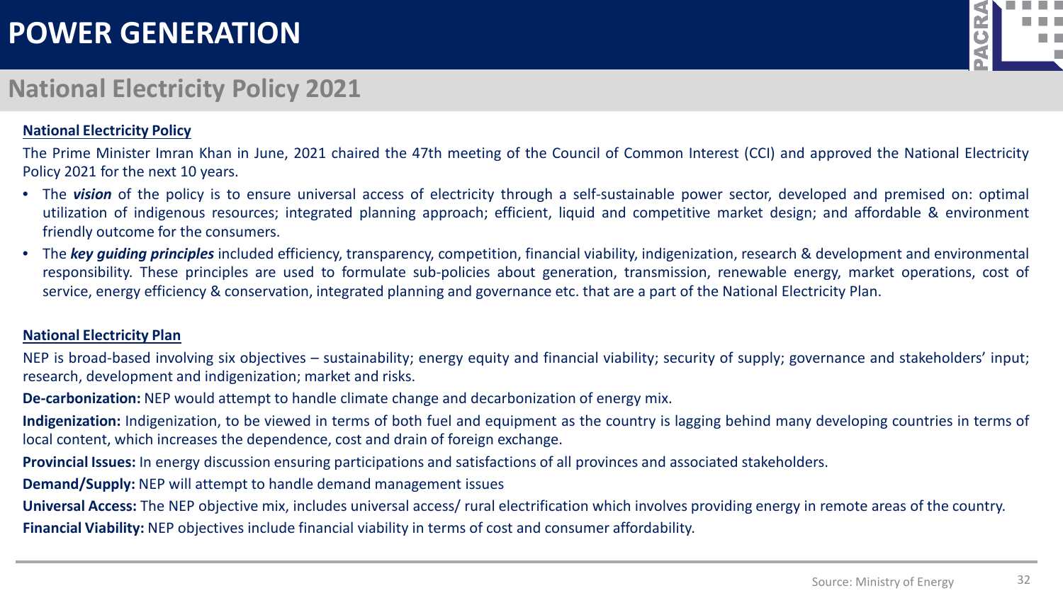# POWER GENERATION

## National Electricity Policy 2021

**National Electricity Policy**

The Prime Minister Imran Khan in June, 2021 chaired the 47th meeting of the Council of Common Interest (CCI) and approved the National Electricity Policy 2021 for the next 10 years.

- The ***vision*** of the policy is to ensure universal access of electricity through a self-sustainable power sector, developed and premised on: optimal utilization of indigenous resources; integrated planning approach; efficient, liquid and competitive market design; and affordable & environment friendly outcome for the consumers.
- The ***key guiding principles*** included efficiency, transparency, competition, financial viability, indigenization, research & development and environmental responsibility. These principles are used to formulate sub-policies about generation, transmission, renewable energy, market operations, cost of service, energy efficiency & conservation, integrated planning and governance etc. that are a part of the National Electricity Plan.

**National Electricity Plan**

NEP is broad-based involving six objectives – sustainability; energy equity and financial viability; security of supply; governance and stakeholders' input; research, development and indigenization; market and risks.

**De-carbonization:** NEP would attempt to handle climate change and decarbonization of energy mix.

**Indigenization:** Indigenization, to be viewed in terms of both fuel and equipment as the country is lagging behind many developing countries in terms of local content, which increases the dependence, cost and drain of foreign exchange.

**Provincial Issues:** In energy discussion ensuring participations and satisfactions of all provinces and associated stakeholders.

**Demand/Supply:** NEP will attempt to handle demand management issues

**Universal Access:** The NEP objective mix, includes universal access/ rural electrification which involves providing energy in remote areas of the country.

**Financial Viability:** NEP objectives include financial viability in terms of cost and consumer affordability.

Source: Ministry of Energy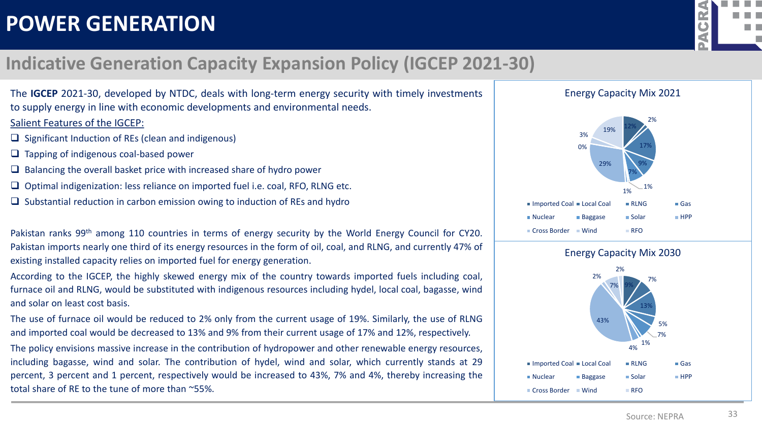# POWER GENERATION

## Indicative Generation Capacity Expansion Policy (IGCEP 2021-30)

The **IGCEP** 2021-30, developed by NTDC, deals with long-term energy security with timely investments to supply energy in line with economic developments and environmental needs.

Salient Features of the IGCEP:

- Significant Induction of REs (clean and indigenous)
- Tapping of indigenous coal-based power
- Balancing the overall basket price with increased share of hydro power
- Optimal indigenization: less reliance on imported fuel i.e. coal, RFO, RLNG etc.
- Substantial reduction in carbon emission owing to induction of REs and hydro

Pakistan ranks 99th among 110 countries in terms of energy security by the World Energy Council for CY20. Pakistan imports nearly one third of its energy resources in the form of oil, coal, and RLNG, and currently 47% of existing installed capacity relies on imported fuel for energy generation.

According to the IGCEP, the highly skewed energy mix of the country towards imported fuels including coal, furnace oil and RLNG, would be substituted with indigenous resources including hydel, local coal, bagasse, wind and solar on least cost basis.

The use of furnace oil would be reduced to 2% only from the current usage of 19%. Similarly, the use of RLNG and imported coal would be decreased to 13% and 9% from their current usage of 17% and 12%, respectively.

The policy envisions massive increase in the contribution of hydropower and other renewable energy resources, including bagasse, wind and solar. The contribution of hydel, wind and solar, which currently stands at 29 percent, 3 percent and 1 percent, respectively would be increased to 43%, 7% and 4%, thereby increasing the total share of RE to the tune of more than ~55%.

**Energy Capacity Mix 2021**

12%, 2%, 17%, 9%, 7%, 1%, 1%, 29%, 0%, 3%, 19%

Imported Coal, Local Coal, RLNG, Gas, Nuclear, Baggase, Solar, HPP, Cross Border, Wind, RFO

**Energy Capacity Mix 2030**

9%, 7%, 13%, 5%, 7%, 1%, 4%, 43%, 2%, 7%, 2%

Imported Coal, Local Coal, RLNG, Gas, Nuclear, Baggase, Solar, HPP, Cross Border, Wind, RFO

Source: NEPRA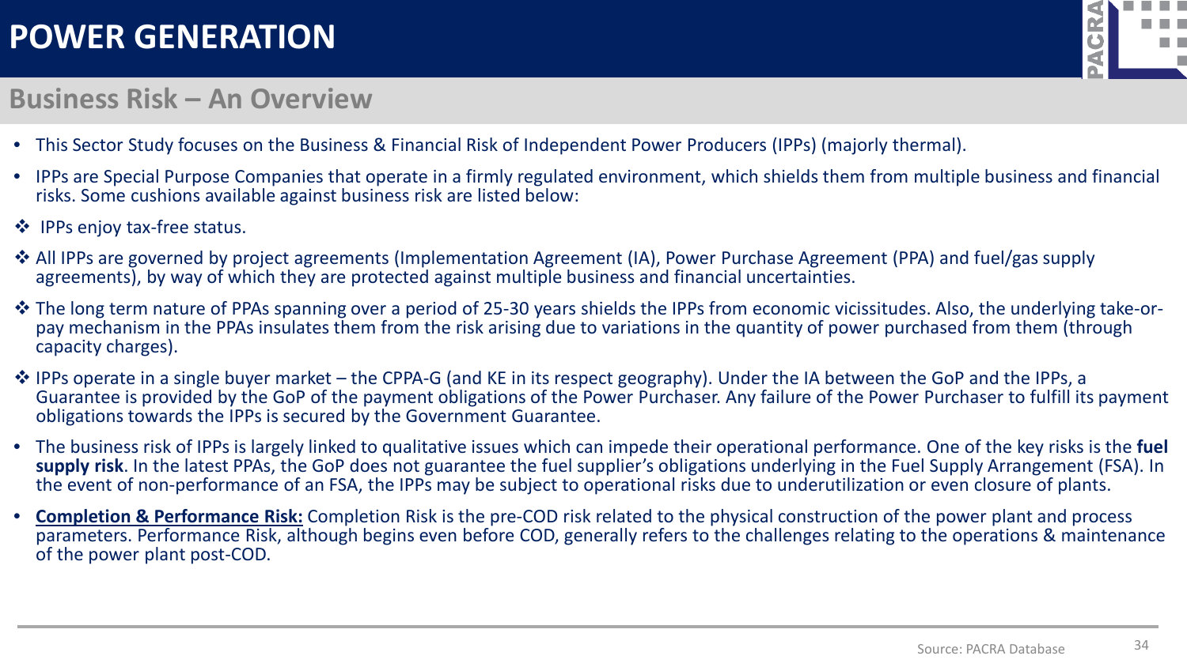# POWER GENERATION

## Business Risk – An Overview

- This Sector Study focuses on the Business & Financial Risk of Independent Power Producers (IPPs) (majorly thermal).
- IPPs are Special Purpose Companies that operate in a firmly regulated environment, which shields them from multiple business and financial risks. Some cushions available against business risk are listed below:

❖ IPPs enjoy tax-free status.

❖ All IPPs are governed by project agreements (Implementation Agreement (IA), Power Purchase Agreement (PPA) and fuel/gas supply agreements), by way of which they are protected against multiple business and financial uncertainties.

❖ The long term nature of PPAs spanning over a period of 25-30 years shields the IPPs from economic vicissitudes. Also, the underlying take-or-pay mechanism in the PPAs insulates them from the risk arising due to variations in the quantity of power purchased from them (through capacity charges).

❖ IPPs operate in a single buyer market – the CPPA-G (and KE in its respect geography). Under the IA between the GoP and the IPPs, a Guarantee is provided by the GoP of the payment obligations of the Power Purchaser. Any failure of the Power Purchaser to fulfill its payment obligations towards the IPPs is secured by the Government Guarantee.

- The business risk of IPPs is largely linked to qualitative issues which can impede their operational performance. One of the key risks is the **fuel supply risk**. In the latest PPAs, the GoP does not guarantee the fuel supplier's obligations underlying in the Fuel Supply Arrangement (FSA). In the event of non-performance of an FSA, the IPPs may be subject to operational risks due to underutilization or even closure of plants.
- **Completion & Performance Risk:** Completion Risk is the pre-COD risk related to the physical construction of the power plant and process parameters. Performance Risk, although begins even before COD, generally refers to the challenges relating to the operations & maintenance of the power plant post-COD.

Source: PACRA Database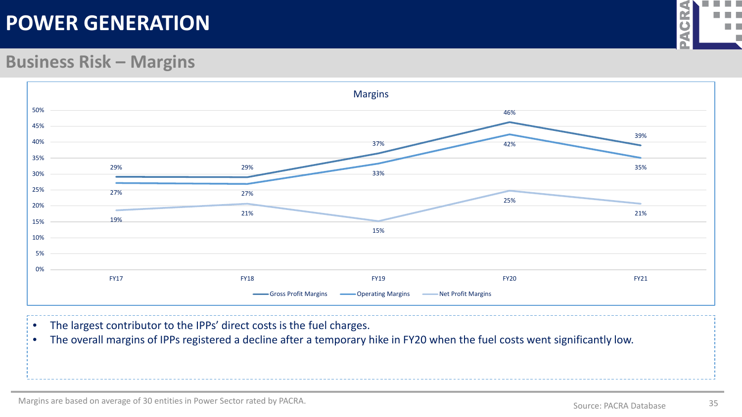# POWER GENERATION

## Business Risk – Margins

**Margins**

| | FY17 | FY18 | FY19 | FY20 | FY21 |
|---|---|---|---|---|---|
| Gross Profit Margins | 29% | 29% | 37% | 46% | 39% |
| Operating Margins | 27% | 27% | 33% | 42% | 35% |
| Net Profit Margins | 19% | 21% | 15% | 25% | 21% |

- The largest contributor to the IPPs' direct costs is the fuel charges.
- The overall margins of IPPs registered a decline after a temporary hike in FY20 when the fuel costs went significantly low.

Margins are based on average of 30 entities in Power Sector rated by PACRA.

Source: PACRA Database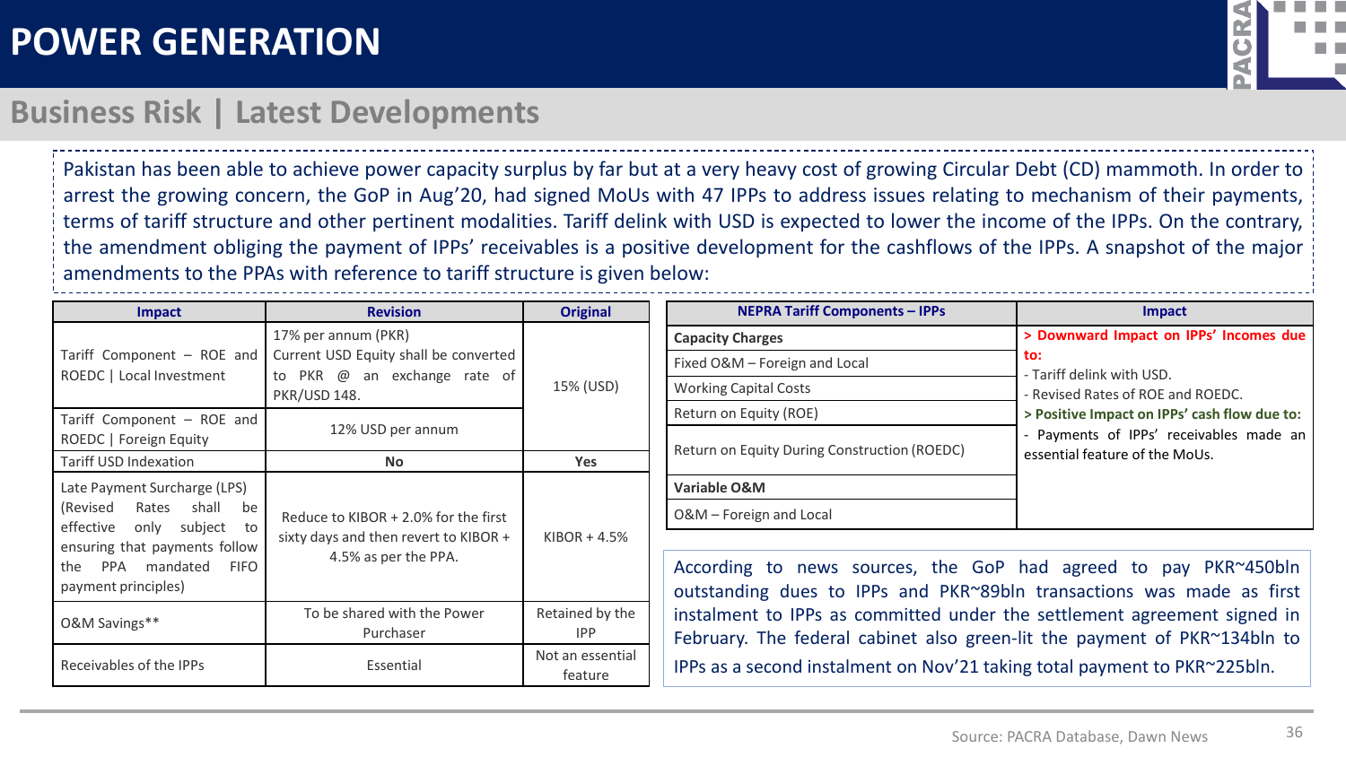# POWER GENERATION

## Business Risk | Latest Developments

Pakistan has been able to achieve power capacity surplus by far but at a very heavy cost of growing Circular Debt (CD) mammoth. In order to arrest the growing concern, the GoP in Aug'20, had signed MoUs with 47 IPPs to address issues relating to mechanism of their payments, terms of tariff structure and other pertinent modalities. Tariff delink with USD is expected to lower the income of the IPPs. On the contrary, the amendment obliging the payment of IPPs' receivables is a positive development for the cashflows of the IPPs. A snapshot of the major amendments to the PPAs with reference to tariff structure is given below:

| Impact | Revision | Original |
|---|---|---|
| Tariff Component – ROE and ROEDC \| Local Investment | 17% per annum (PKR) Current USD Equity shall be converted to PKR @ an exchange rate of PKR/USD 148. | 15% (USD) |
| Tariff Component – ROE and ROEDC \| Foreign Equity | 12% USD per annum | |
| Tariff USD Indexation | **No** | **Yes** |
| Late Payment Surcharge (LPS) (Revised Rates shall be effective only subject to ensuring that payments follow the PPA mandated FIFO payment principles) | Reduce to KIBOR + 2.0% for the first sixty days and then revert to KIBOR + 4.5% as per the PPA. | KIBOR + 4.5% |
| O&M Savings** | To be shared with the Power Purchaser | Retained by the IPP |
| Receivables of the IPPs | Essential | Not an essential feature |

| NEPRA Tariff Components – IPPs | Impact |
|---|---|
| **Capacity Charges** | **> Downward Impact on IPPs' Incomes due to:** - Tariff delink with USD. - Revised Rates of ROE and ROEDC. **> Positive Impact on IPPs' cash flow due to:** - Payments of IPPs' receivables made an essential feature of the MoUs. |
| Fixed O&M – Foreign and Local | |
| Working Capital Costs | |
| Return on Equity (ROE) | |
| Return on Equity During Construction (ROEDC) | |
| **Variable O&M** | |
| O&M – Foreign and Local | |

According to news sources, the GoP had agreed to pay PKR~450bln outstanding dues to IPPs and PKR~89bln transactions was made as first instalment to IPPs as committed under the settlement agreement signed in February. The federal cabinet also green-lit the payment of PKR~134bln to IPPs as a second instalment on Nov'21 taking total payment to PKR~225bln.

Source: PACRA Database, Dawn News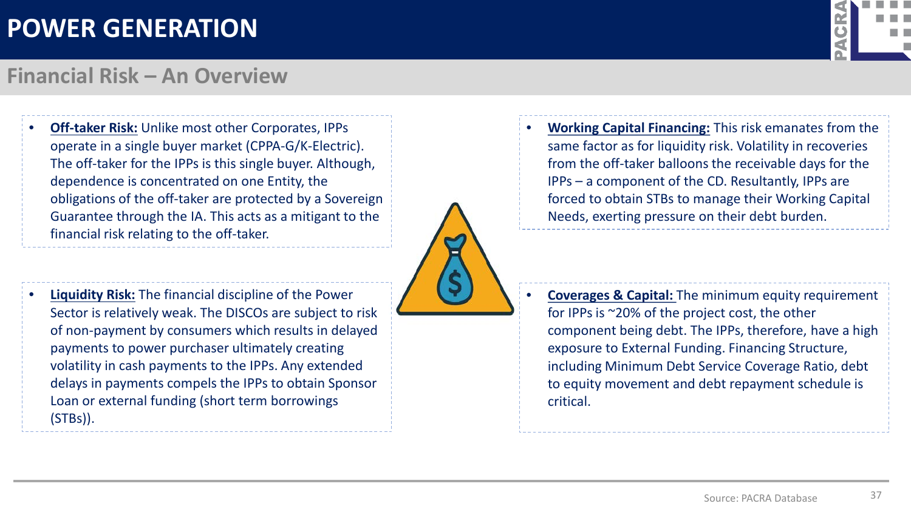# POWER GENERATION

## Financial Risk – An Overview

- **Off-taker Risk:** Unlike most other Corporates, IPPs operate in a single buyer market (CPPA-G/K-Electric). The off-taker for the IPPs is this single buyer. Although, dependence is concentrated on one Entity, the obligations of the off-taker are protected by a Sovereign Guarantee through the IA. This acts as a mitigant to the financial risk relating to the off-taker.

- **Liquidity Risk:** The financial discipline of the Power Sector is relatively weak. The DISCOs are subject to risk of non-payment by consumers which results in delayed payments to power purchaser ultimately creating volatility in cash payments to the IPPs. Any extended delays in payments compels the IPPs to obtain Sponsor Loan or external funding (short term borrowings (STBs)).

- **Working Capital Financing:** This risk emanates from the same factor as for liquidity risk. Volatility in recoveries from the off-taker balloons the receivable days for the IPPs – a component of the CD. Resultantly, IPPs are forced to obtain STBs to manage their Working Capital Needs, exerting pressure on their debt burden.

- **Coverages & Capital:** The minimum equity requirement for IPPs is ~20% of the project cost, the other component being debt. The IPPs, therefore, have a high exposure to External Funding. Financing Structure, including Minimum Debt Service Coverage Ratio, debt to equity movement and debt repayment schedule is critical.

Source: PACRA Database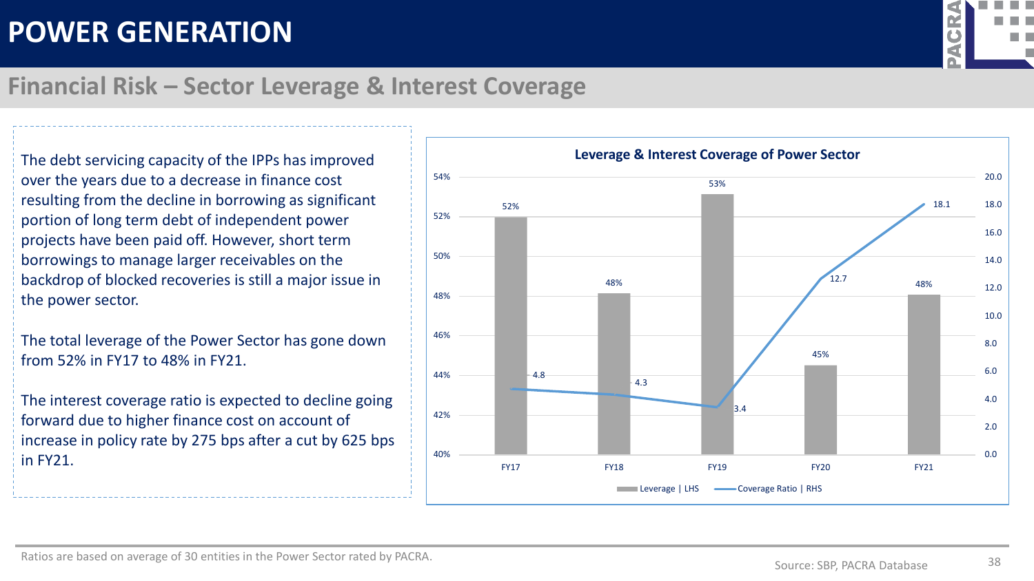# POWER GENERATION

## Financial Risk – Sector Leverage & Interest Coverage

The debt servicing capacity of the IPPs has improved over the years due to a decrease in finance cost resulting from the decline in borrowing as significant portion of long term debt of independent power projects have been paid off. However, short term borrowings to manage larger receivables on the backdrop of blocked recoveries is still a major issue in the power sector.

The total leverage of the Power Sector has gone down from 52% in FY17 to 48% in FY21.

The interest coverage ratio is expected to decline going forward due to higher finance cost on account of increase in policy rate by 275 bps after a cut by 625 bps in FY21.

**Leverage & Interest Coverage of Power Sector**

| | FY17 | FY18 | FY19 | FY20 | FY21 |
|---|---|---|---|---|---|
| Leverage \| LHS | 52% | 48% | 53% | 45% | 48% |
| Coverage Ratio \| RHS | 4.8 | 4.3 | 3.4 | 12.7 | 18.1 |

Ratios are based on average of 30 entities in the Power Sector rated by PACRA.

Source: SBP, PACRA Database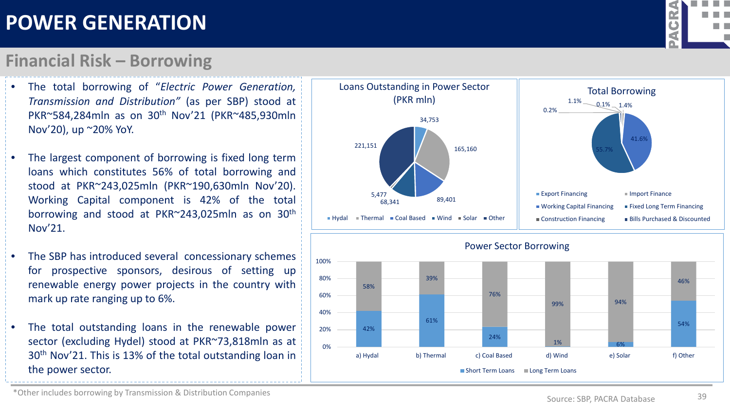# POWER GENERATION

## Financial Risk – Borrowing

- The total borrowing of "*Electric Power Generation, Transmission and Distribution"* (as per SBP) stood at PKR~584,284mln as on 30th Nov'21 (PKR~485,930mln Nov'20), up ~20% YoY.
- The largest component of borrowing is fixed long term loans which constitutes 56% of total borrowing and stood at PKR~243,025mln (PKR~190,630mln Nov'20). Working Capital component is 42% of the total borrowing and stood at PKR~243,025mln as on 30th Nov'21.
- The SBP has introduced several concessionary schemes for prospective sponsors, desirous of setting up renewable energy power projects in the country with mark up rate ranging up to 6%.
- The total outstanding loans in the renewable power sector (excluding Hydel) stood at PKR~73,818mln as at 30th Nov'21. This is 13% of the total outstanding loan in the power sector.

**Loans Outstanding in Power Sector (PKR mln)**

| Category | PKR mln |
|---|---|
| Hydal | 34,753 |
| Thermal | 165,160 |
| Coal Based | 89,401 |
| Wind | 68,341 |
| Solar | 5,477 |
| Other | 221,151 |

**Total Borrowing**

| Category | Share |
|---|---|
| Export Financing | 0.2% |
| Import Finance | 1.1% |
| Working Capital Financing | 41.6% |
| Fixed Long Term Financing | 55.7% |
| Construction Financing | 0.1% |
| Bills Purchased & Discounted | 1.4% |

**Power Sector Borrowing**

| | Short Term Loans | Long Term Loans |
|---|---|---|
| a) Hydal | 42% | 58% |
| b) Thermal | 61% | 39% |
| c) Coal Based | 24% | 76% |
| d) Wind | 1% | 99% |
| e) Solar | 6% | 94% |
| f) Other | 54% | 46% |

*Other includes borrowing by Transmission & Distribution Companies

Source: SBP, PACRA Database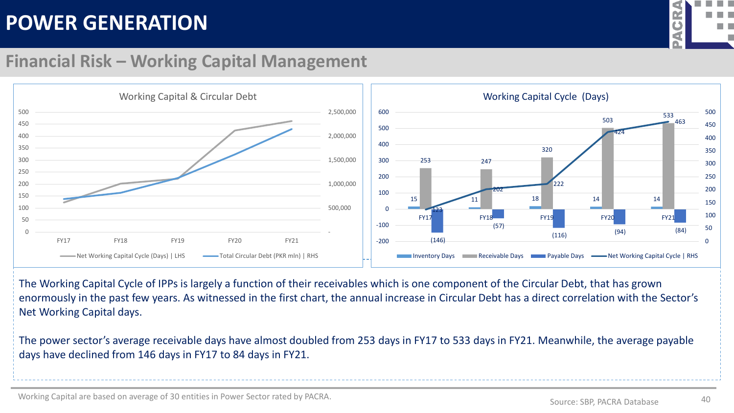# POWER GENERATION

## Financial Risk – Working Capital Management

**Working Capital & Circular Debt**

Net Working Capital Cycle (Days) | LHS; Total Circular Debt (PKR mln) | RHS

FY17, FY18, FY19, FY20, FY21

**Working Capital Cycle (Days)**

| | FY17 | FY18 | FY19 | FY20 | FY21 |
|---|---|---|---|---|---|
| Inventory Days | 15 | 11 | 18 | 14 | 14 |
| Receivable Days | 253 | 247 | 320 | 503 | 533 |
| Payable Days | (146) | (57) | (116) | (94) | (84) |
| Net Working Capital Cycle \| RHS | 123 | 202 | 222 | 424 | 463 |

The Working Capital Cycle of IPPs is largely a function of their receivables which is one component of the Circular Debt, that has grown enormously in the past few years. As witnessed in the first chart, the annual increase in Circular Debt has a direct correlation with the Sector's Net Working Capital days.

The power sector's average receivable days have almost doubled from 253 days in FY17 to 533 days in FY21. Meanwhile, the average payable days have declined from 146 days in FY17 to 84 days in FY21.

Working Capital are based on average of 30 entities in Power Sector rated by PACRA.

Source: SBP, PACRA Database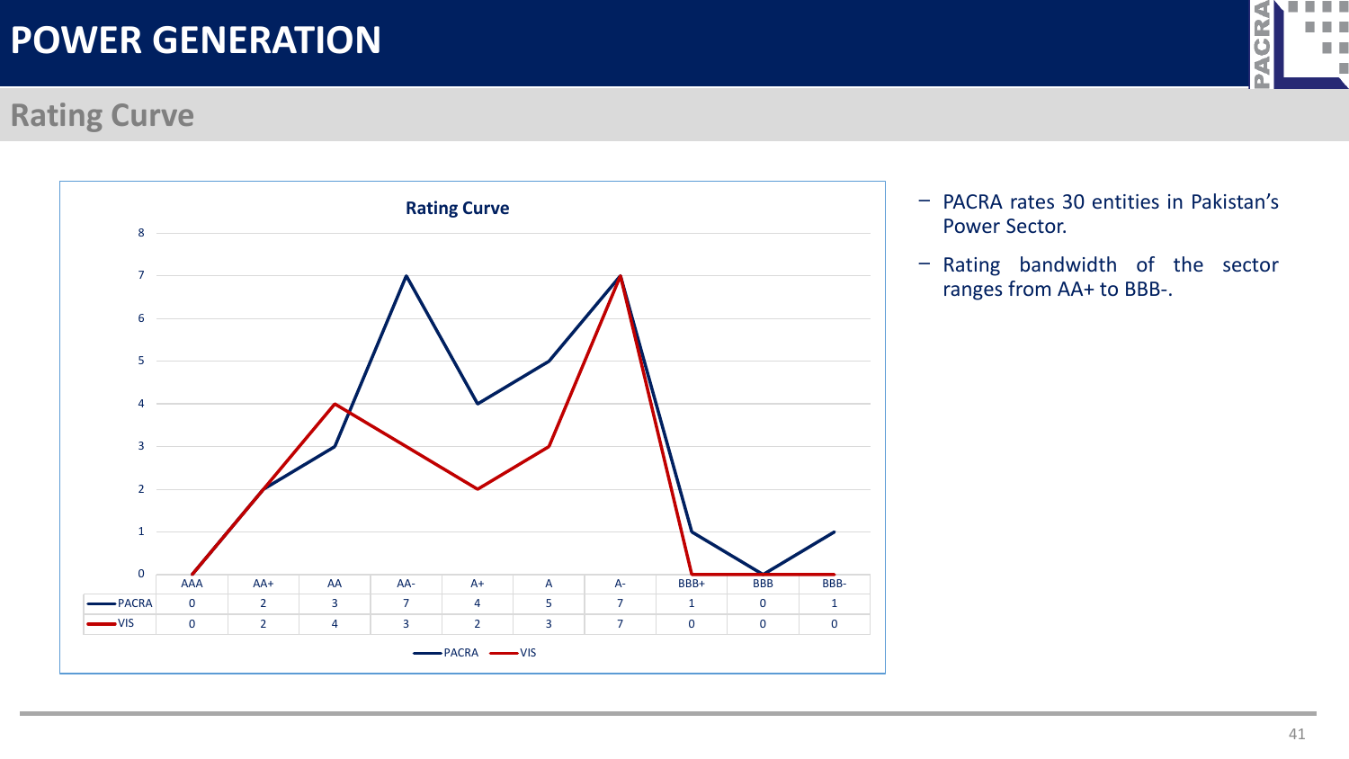# POWER GENERATION

## Rating Curve

**Rating Curve**

| | AAA | AA+ | AA | AA- | A+ | A | A- | BBB+ | BBB | BBB- |
|---|---|---|---|---|---|---|---|---|---|---|
| PACRA | 0 | 2 | 3 | 7 | 4 | 5 | 7 | 1 | 0 | 1 |
| VIS | 0 | 2 | 4 | 3 | 2 | 3 | 7 | 0 | 0 | 0 |

- PACRA rates 30 entities in Pakistan's Power Sector.
- Rating bandwidth of the sector ranges from AA+ to BBB-.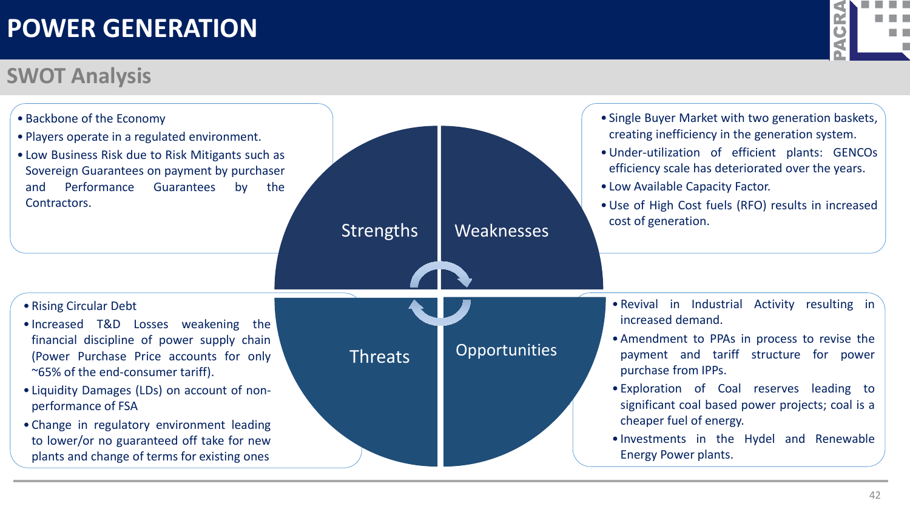# POWER GENERATION

## SWOT Analysis

### Strengths

- Backbone of the Economy
- Players operate in a regulated environment.
- Low Business Risk due to Risk Mitigants such as Sovereign Guarantees on payment by purchaser and Performance Guarantees by the Contractors.

### Weaknesses

- Single Buyer Market with two generation baskets, creating inefficiency in the generation system.
- Under-utilization of efficient plants: GENCOs efficiency scale has deteriorated over the years.
- Low Available Capacity Factor.
- Use of High Cost fuels (RFO) results in increased cost of generation.

### Threats

- Rising Circular Debt
- Increased T&D Losses weakening the financial discipline of power supply chain (Power Purchase Price accounts for only ~65% of the end-consumer tariff).
- Liquidity Damages (LDs) on account of non-performance of FSA
- Change in regulatory environment leading to lower/or no guaranteed off take for new plants and change of terms for existing ones

### Opportunities

- Revival in Industrial Activity resulting in increased demand.
- Amendment to PPAs in process to revise the payment and tariff structure for power purchase from IPPs.
- Exploration of Coal reserves leading to significant coal based power projects; coal is a cheaper fuel of energy.
- Investments in the Hydel and Renewable Energy Power plants.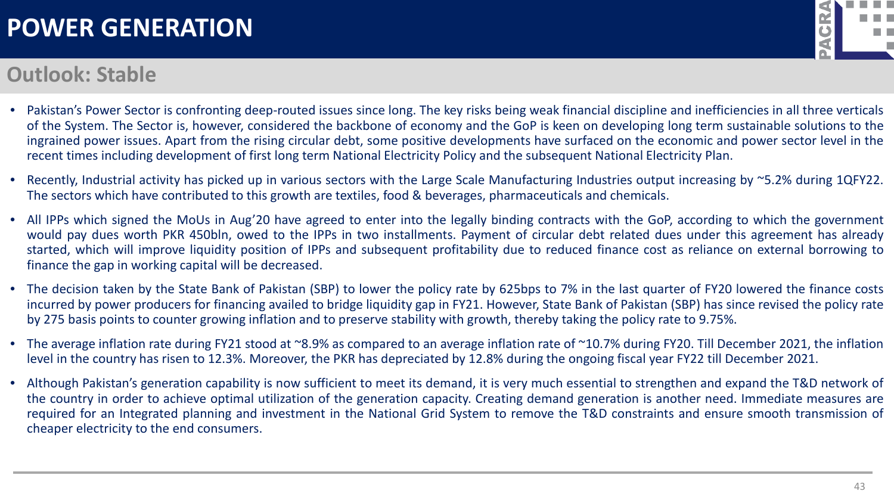# POWER GENERATION

## Outlook: Stable

- Pakistan's Power Sector is confronting deep-routed issues since long. The key risks being weak financial discipline and inefficiencies in all three verticals of the System. The Sector is, however, considered the backbone of economy and the GoP is keen on developing long term sustainable solutions to the ingrained power issues. Apart from the rising circular debt, some positive developments have surfaced on the economic and power sector level in the recent times including development of first long term National Electricity Policy and the subsequent National Electricity Plan.
- Recently, Industrial activity has picked up in various sectors with the Large Scale Manufacturing Industries output increasing by ~5.2% during 1QFY22. The sectors which have contributed to this growth are textiles, food & beverages, pharmaceuticals and chemicals.
- All IPPs which signed the MoUs in Aug'20 have agreed to enter into the legally binding contracts with the GoP, according to which the government would pay dues worth PKR 450bln, owed to the IPPs in two installments. Payment of circular debt related dues under this agreement has already started, which will improve liquidity position of IPPs and subsequent profitability due to reduced finance cost as reliance on external borrowing to finance the gap in working capital will be decreased.
- The decision taken by the State Bank of Pakistan (SBP) to lower the policy rate by 625bps to 7% in the last quarter of FY20 lowered the finance costs incurred by power producers for financing availed to bridge liquidity gap in FY21. However, State Bank of Pakistan (SBP) has since revised the policy rate by 275 basis points to counter growing inflation and to preserve stability with growth, thereby taking the policy rate to 9.75%.
- The average inflation rate during FY21 stood at ~8.9% as compared to an average inflation rate of ~10.7% during FY20. Till December 2021, the inflation level in the country has risen to 12.3%. Moreover, the PKR has depreciated by 12.8% during the ongoing fiscal year FY22 till December 2021.
- Although Pakistan's generation capability is now sufficient to meet its demand, it is very much essential to strengthen and expand the T&D network of the country in order to achieve optimal utilization of the generation capacity. Creating demand generation is another need. Immediate measures are required for an Integrated planning and investment in the National Grid System to remove the T&D constraints and ensure smooth transmission of cheaper electricity to the end consumers.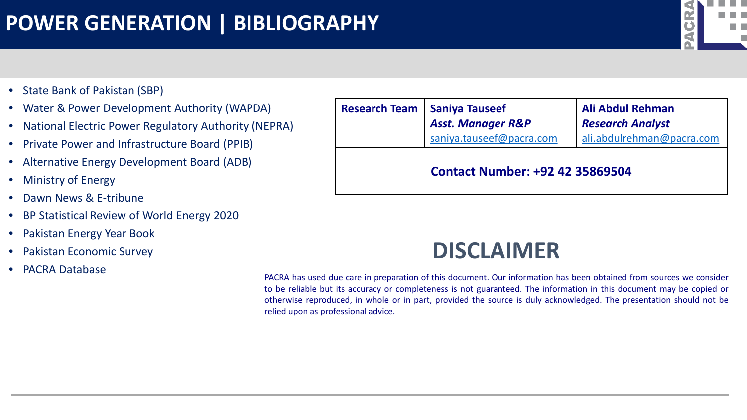# POWER GENERATION | BIBLIOGRAPHY

- State Bank of Pakistan (SBP)
- Water & Power Development Authority (WAPDA)
- National Electric Power Regulatory Authority (NEPRA)
- Private Power and Infrastructure Board (PPIB)
- Alternative Energy Development Board (ADB)
- Ministry of Energy
- Dawn News & E-tribune
- BP Statistical Review of World Energy 2020
- Pakistan Energy Year Book
- Pakistan Economic Survey
- PACRA Database

| | | |
|---|---|---|
| **Research Team** | **Saniya Tauseef**<br>***Asst. Manager R&P***<br>saniya.tauseef@pacra.com | **Ali Abdul Rehman**<br>***Research Analyst***<br>ali.abdulrehman@pacra.com |
| **Contact Number: +92 42 35869504** | | |

## DISCLAIMER

PACRA has used due care in preparation of this document. Our information has been obtained from sources we consider to be reliable but its accuracy or completeness is not guaranteed. The information in this document may be copied or otherwise reproduced, in whole or in part, provided the source is duly acknowledged. The presentation should not be relied upon as professional advice.